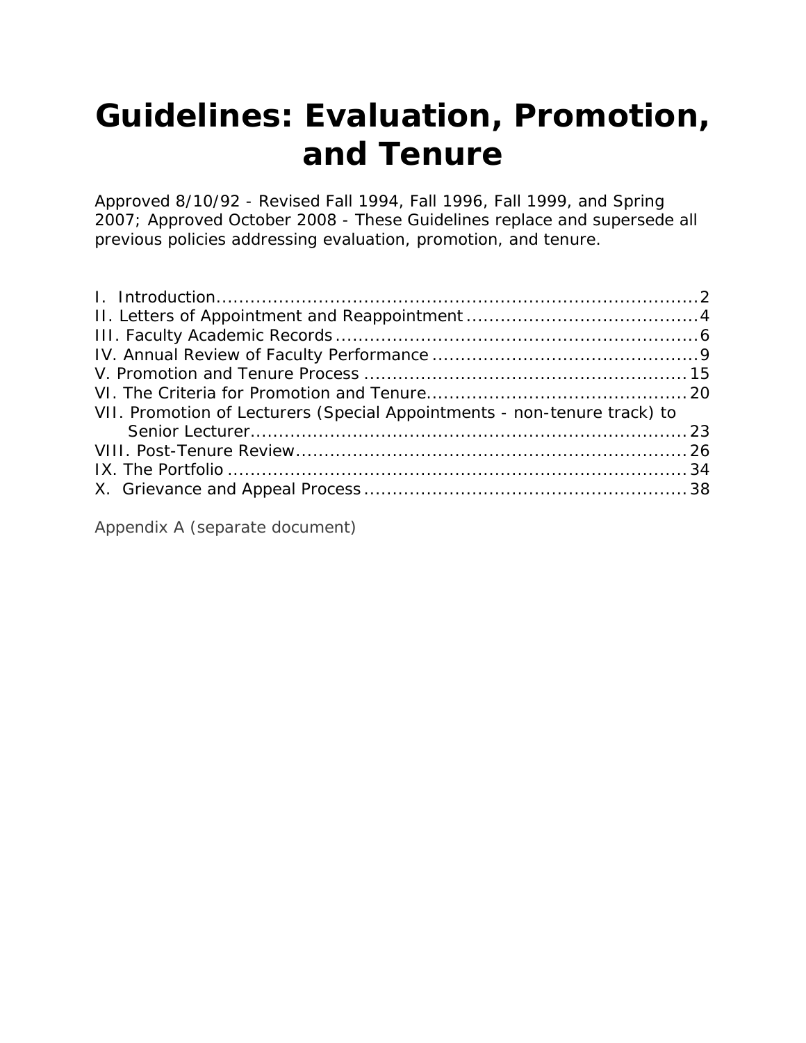# Guidelines: Evaluation, Promotion, and Tenure

Approved 8/10/92 - Revised Fall 1994, Fall 1996, Fall 1999, and Spring 2007; Approved October 2008 - These Guidelines replace and supersede all previous policies addressing evaluation, promotion, and tenure.

I. Introduction.......................................................................................2
II. Letters of Appointment and Reappointment........................................4
III. Faculty Academic Records...............................................................6
IV. Annual Review of Faculty Performance..............................................9
V. Promotion and Tenure Process .........................................................15
VI. The Criteria for Promotion and Tenure..............................................20
VII. Promotion of Lecturers (Special Appointments - non-tenure track) to Senior Lecturer...............................................................................23
VIII. Post-Tenure Review.....................................................................26
IX. The Portfolio ..................................................................................34
X. Grievance and Appeal Process .........................................................38

Appendix A (separate document)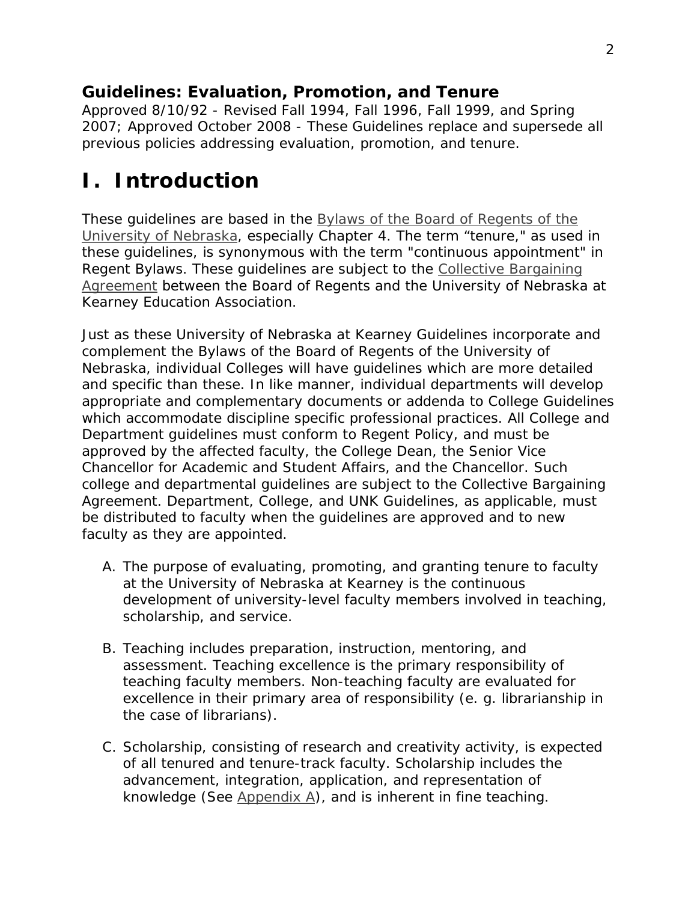### Guidelines: Evaluation, Promotion, and Tenure

Approved 8/10/92 - Revised Fall 1994, Fall 1996, Fall 1999, and Spring 2007; Approved October 2008 - These Guidelines replace and supersede all previous policies addressing evaluation, promotion, and tenure.

# I. Introduction

These guidelines are based in the Bylaws of the Board of Regents of the University of Nebraska, especially Chapter 4. The term "tenure," as used in these guidelines, is synonymous with the term "continuous appointment" in Regent Bylaws. These guidelines are subject to the Collective Bargaining Agreement between the Board of Regents and the University of Nebraska at Kearney Education Association.

Just as these University of Nebraska at Kearney Guidelines incorporate and complement the Bylaws of the Board of Regents of the University of Nebraska, individual Colleges will have guidelines which are more detailed and specific than these. In like manner, individual departments will develop appropriate and complementary documents or addenda to College Guidelines which accommodate discipline specific professional practices. All College and Department guidelines must conform to Regent Policy, and must be approved by the affected faculty, the College Dean, the Senior Vice Chancellor for Academic and Student Affairs, and the Chancellor. Such college and departmental guidelines are subject to the Collective Bargaining Agreement. Department, College, and UNK Guidelines, as applicable, must be distributed to faculty when the guidelines are approved and to new faculty as they are appointed.

A. The purpose of evaluating, promoting, and granting tenure to faculty at the University of Nebraska at Kearney is the continuous development of university-level faculty members involved in teaching, scholarship, and service.

B. Teaching includes preparation, instruction, mentoring, and assessment. Teaching excellence is the primary responsibility of teaching faculty members. Non-teaching faculty are evaluated for excellence in their primary area of responsibility (e. g. librarianship in the case of librarians).

C. Scholarship, consisting of research and creativity activity, is expected of all tenured and tenure-track faculty. Scholarship includes the advancement, integration, application, and representation of knowledge (See Appendix A), and is inherent in fine teaching.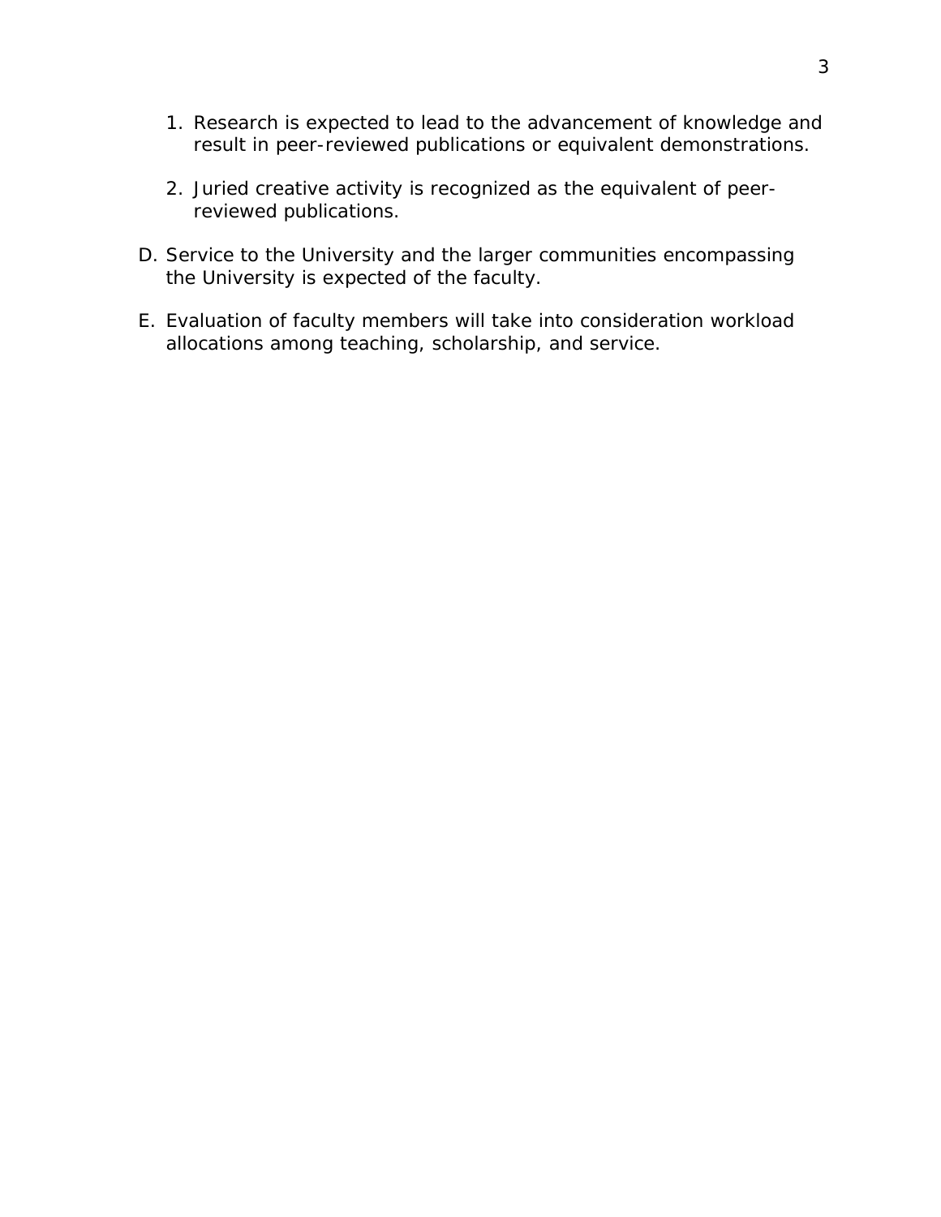1. Research is expected to lead to the advancement of knowledge and result in peer-reviewed publications or equivalent demonstrations.

2. Juried creative activity is recognized as the equivalent of peer-reviewed publications.

D. Service to the University and the larger communities encompassing the University is expected of the faculty.

E. Evaluation of faculty members will take into consideration workload allocations among teaching, scholarship, and service.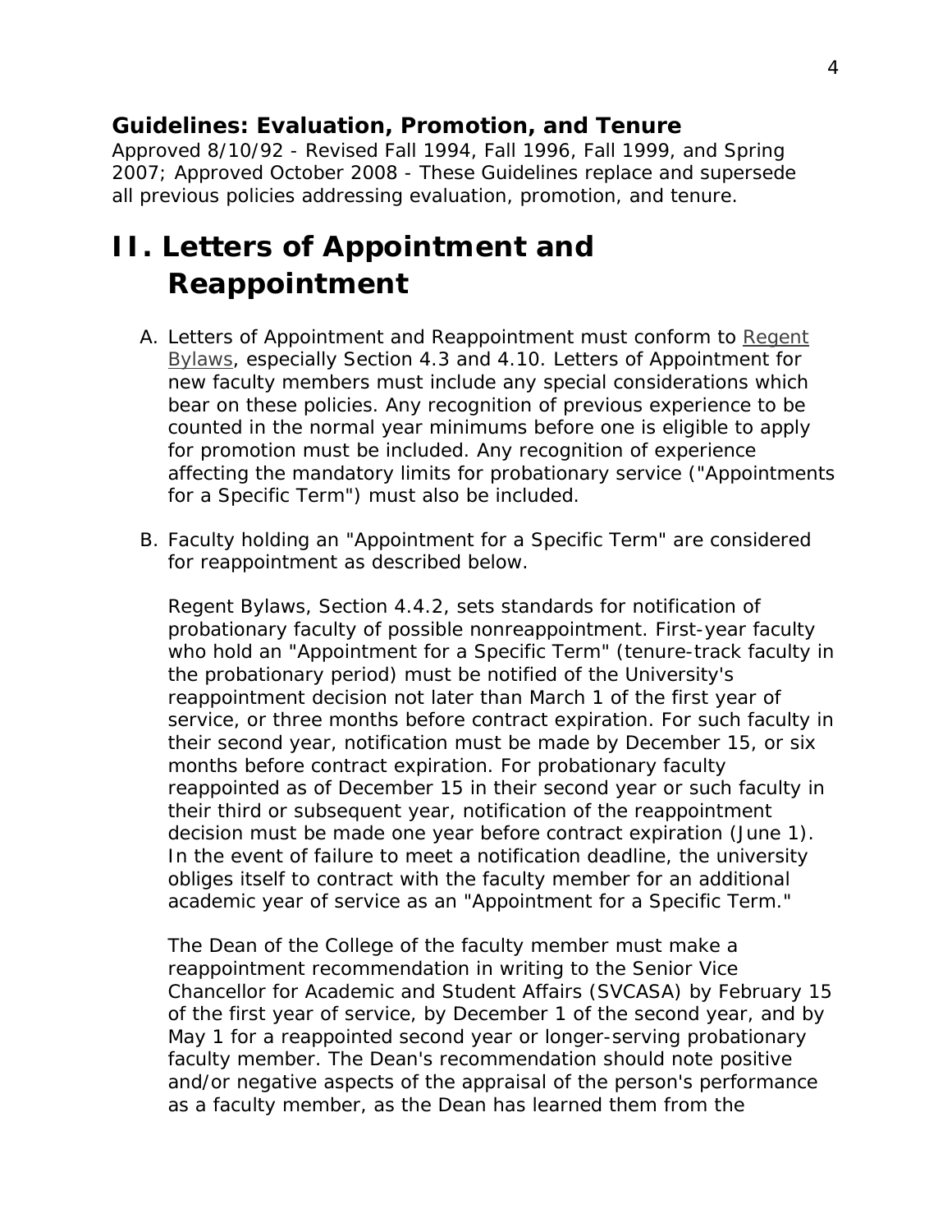**Guidelines: Evaluation, Promotion, and Tenure**

Approved 8/10/92 - Revised Fall 1994, Fall 1996, Fall 1999, and Spring 2007; Approved October 2008 - These Guidelines replace and supersede all previous policies addressing evaluation, promotion, and tenure.

# II. Letters of Appointment and Reappointment

A. Letters of Appointment and Reappointment must conform to Regent Bylaws, especially Section 4.3 and 4.10. Letters of Appointment for new faculty members must include any special considerations which bear on these policies. Any recognition of previous experience to be counted in the normal year minimums before one is eligible to apply for promotion must be included. Any recognition of experience affecting the mandatory limits for probationary service ("Appointments for a Specific Term") must also be included.

B. Faculty holding an "Appointment for a Specific Term" are considered for reappointment as described below.

   Regent Bylaws, Section 4.4.2, sets standards for notification of probationary faculty of possible nonreappointment. First-year faculty who hold an "Appointment for a Specific Term" (tenure-track faculty in the probationary period) must be notified of the University's reappointment decision not later than March 1 of the first year of service, or three months before contract expiration. For such faculty in their second year, notification must be made by December 15, or six months before contract expiration. For probationary faculty reappointed as of December 15 in their second year or such faculty in their third or subsequent year, notification of the reappointment decision must be made one year before contract expiration (June 1). In the event of failure to meet a notification deadline, the university obliges itself to contract with the faculty member for an additional academic year of service as an "Appointment for a Specific Term."

   The Dean of the College of the faculty member must make a reappointment recommendation in writing to the Senior Vice Chancellor for Academic and Student Affairs (SVCASA) by February 15 of the first year of service, by December 1 of the second year, and by May 1 for a reappointed second year or longer-serving probationary faculty member. The Dean's recommendation should note positive and/or negative aspects of the appraisal of the person's performance as a faculty member, as the Dean has learned them from the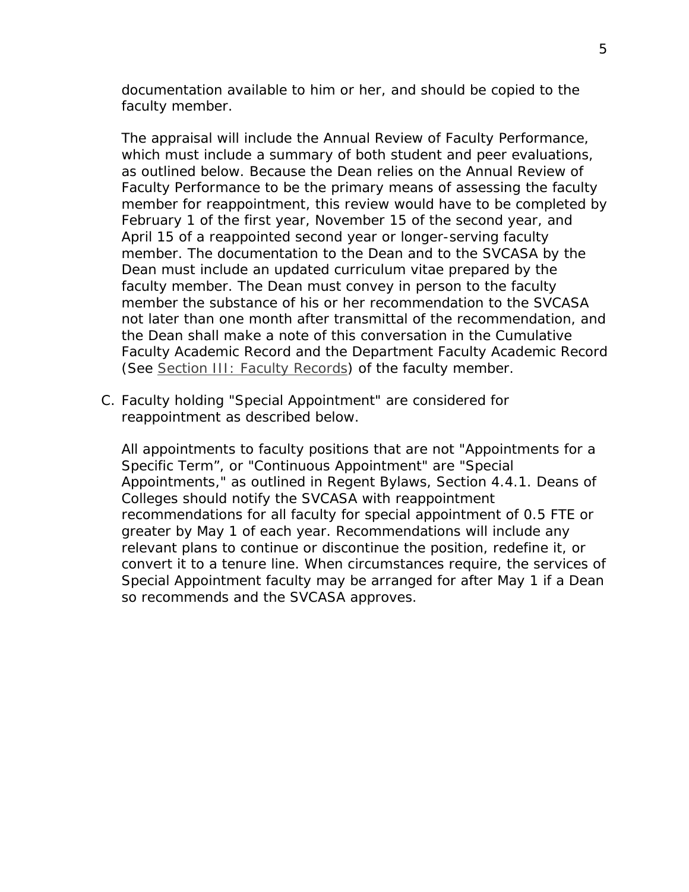documentation available to him or her, and should be copied to the faculty member.

The appraisal will include the Annual Review of Faculty Performance, which must include a summary of both student and peer evaluations, as outlined below. Because the Dean relies on the Annual Review of Faculty Performance to be the primary means of assessing the faculty member for reappointment, this review would have to be completed by February 1 of the first year, November 15 of the second year, and April 15 of a reappointed second year or longer-serving faculty member. The documentation to the Dean and to the SVCASA by the Dean must include an updated curriculum vitae prepared by the faculty member. The Dean must convey in person to the faculty member the substance of his or her recommendation to the SVCASA not later than one month after transmittal of the recommendation, and the Dean shall make a note of this conversation in the Cumulative Faculty Academic Record and the Department Faculty Academic Record (See Section III: Faculty Records) of the faculty member.

C. Faculty holding "Special Appointment" are considered for reappointment as described below.

   All appointments to faculty positions that are not "Appointments for a Specific Term", or "Continuous Appointment" are "Special Appointments," as outlined in Regent Bylaws, Section 4.4.1. Deans of Colleges should notify the SVCASA with reappointment recommendations for all faculty for special appointment of 0.5 FTE or greater by May 1 of each year. Recommendations will include any relevant plans to continue or discontinue the position, redefine it, or convert it to a tenure line. When circumstances require, the services of Special Appointment faculty may be arranged for after May 1 if a Dean so recommends and the SVCASA approves.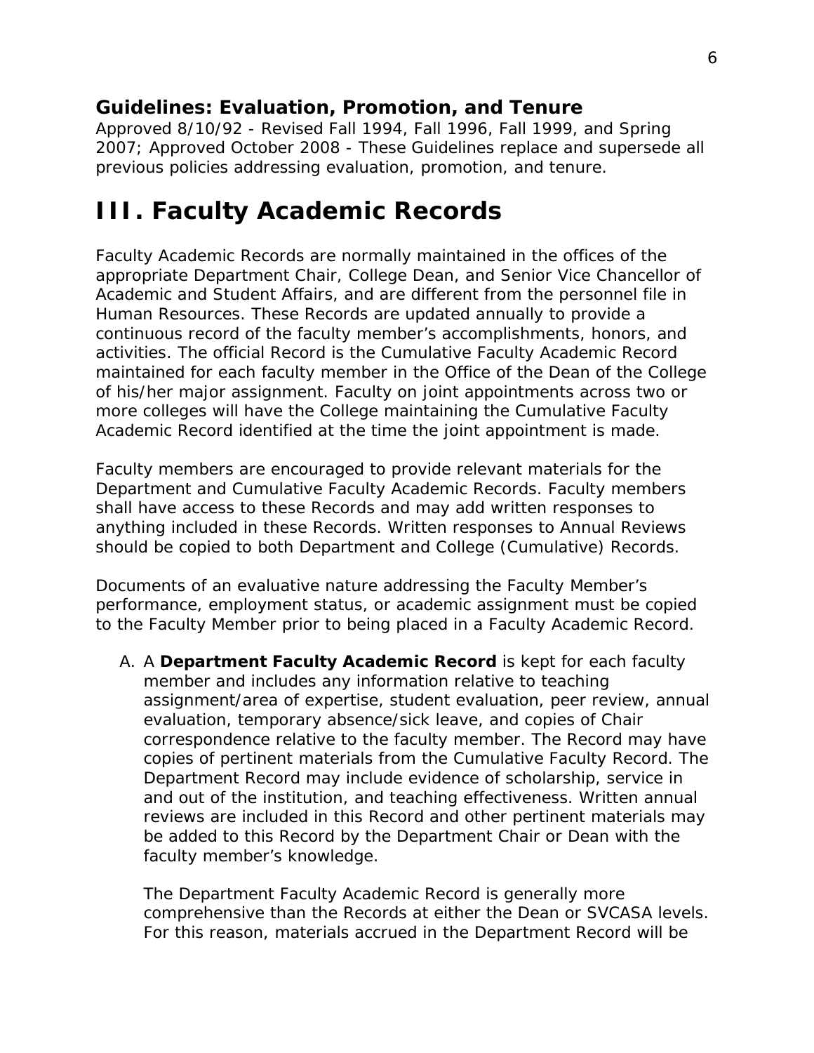## Guidelines: Evaluation, Promotion, and Tenure

Approved 8/10/92 - Revised Fall 1994, Fall 1996, Fall 1999, and Spring 2007; Approved October 2008 - These Guidelines replace and supersede all previous policies addressing evaluation, promotion, and tenure.

# III. Faculty Academic Records

Faculty Academic Records are normally maintained in the offices of the appropriate Department Chair, College Dean, and Senior Vice Chancellor of Academic and Student Affairs, and are different from the personnel file in Human Resources. These Records are updated annually to provide a continuous record of the faculty member's accomplishments, honors, and activities. The official Record is the Cumulative Faculty Academic Record maintained for each faculty member in the Office of the Dean of the College of his/her major assignment. Faculty on joint appointments across two or more colleges will have the College maintaining the Cumulative Faculty Academic Record identified at the time the joint appointment is made.

Faculty members are encouraged to provide relevant materials for the Department and Cumulative Faculty Academic Records. Faculty members shall have access to these Records and may add written responses to anything included in these Records. Written responses to Annual Reviews should be copied to both Department and College (Cumulative) Records.

Documents of an evaluative nature addressing the Faculty Member's performance, employment status, or academic assignment must be copied to the Faculty Member prior to being placed in a Faculty Academic Record.

A. A **Department Faculty Academic Record** is kept for each faculty member and includes any information relative to teaching assignment/area of expertise, student evaluation, peer review, annual evaluation, temporary absence/sick leave, and copies of Chair correspondence relative to the faculty member. The Record may have copies of pertinent materials from the Cumulative Faculty Record. The Department Record may include evidence of scholarship, service in and out of the institution, and teaching effectiveness. Written annual reviews are included in this Record and other pertinent materials may be added to this Record by the Department Chair or Dean with the faculty member's knowledge.

   The Department Faculty Academic Record is generally more comprehensive than the Records at either the Dean or SVCASA levels. For this reason, materials accrued in the Department Record will be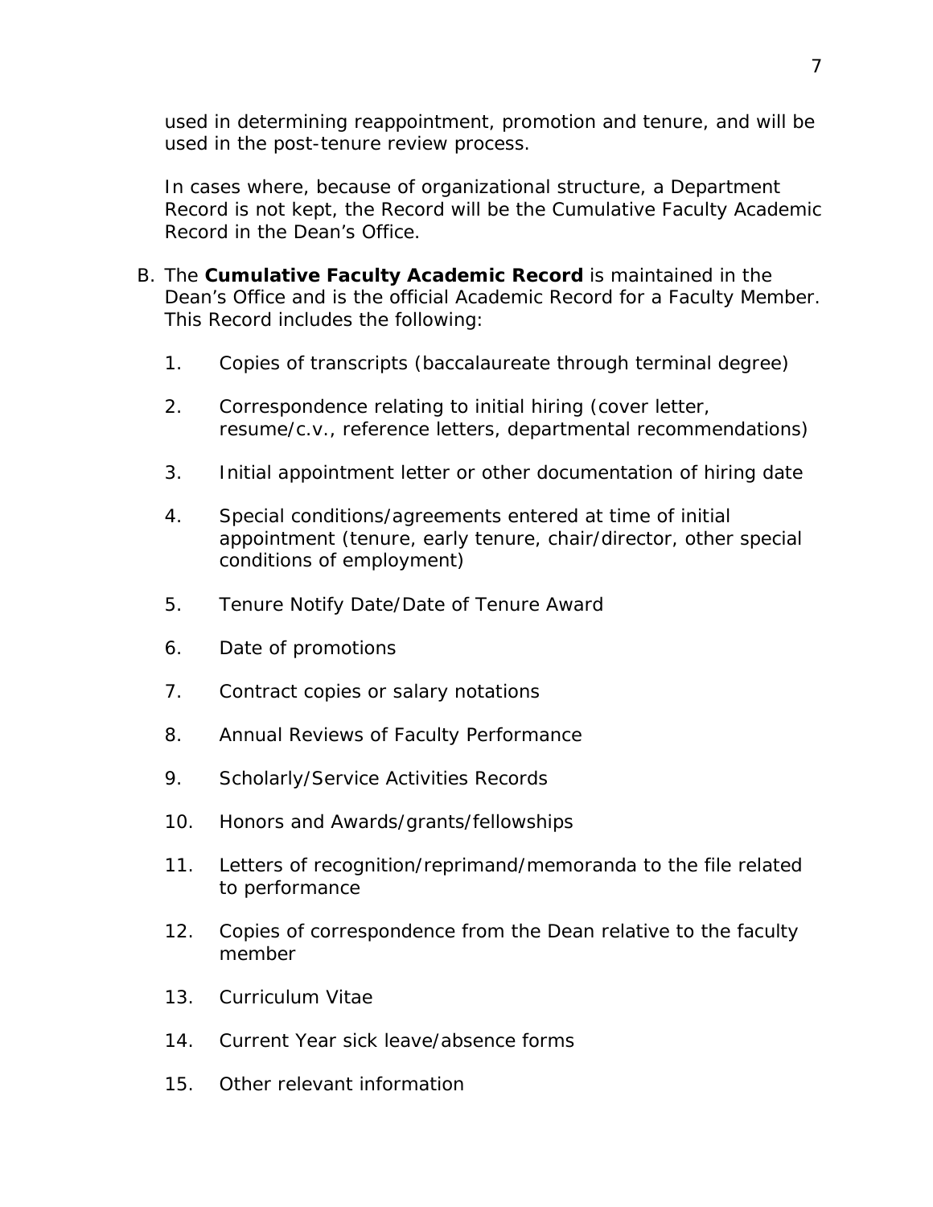used in determining reappointment, promotion and tenure, and will be used in the post-tenure review process.

In cases where, because of organizational structure, a Department Record is not kept, the Record will be the Cumulative Faculty Academic Record in the Dean's Office.

B. The **Cumulative Faculty Academic Record** is maintained in the Dean's Office and is the official Academic Record for a Faculty Member. This Record includes the following:

   1. Copies of transcripts (baccalaureate through terminal degree)

   2. Correspondence relating to initial hiring (cover letter, resume/c.v., reference letters, departmental recommendations)

   3. Initial appointment letter or other documentation of hiring date

   4. Special conditions/agreements entered at time of initial appointment (tenure, early tenure, chair/director, other special conditions of employment)

   5. Tenure Notify Date/Date of Tenure Award

   6. Date of promotions

   7. Contract copies or salary notations

   8. Annual Reviews of Faculty Performance

   9. Scholarly/Service Activities Records

   10. Honors and Awards/grants/fellowships

   11. Letters of recognition/reprimand/memoranda to the file related to performance

   12. Copies of correspondence from the Dean relative to the faculty member

   13. Curriculum Vitae

   14. Current Year sick leave/absence forms

   15. Other relevant information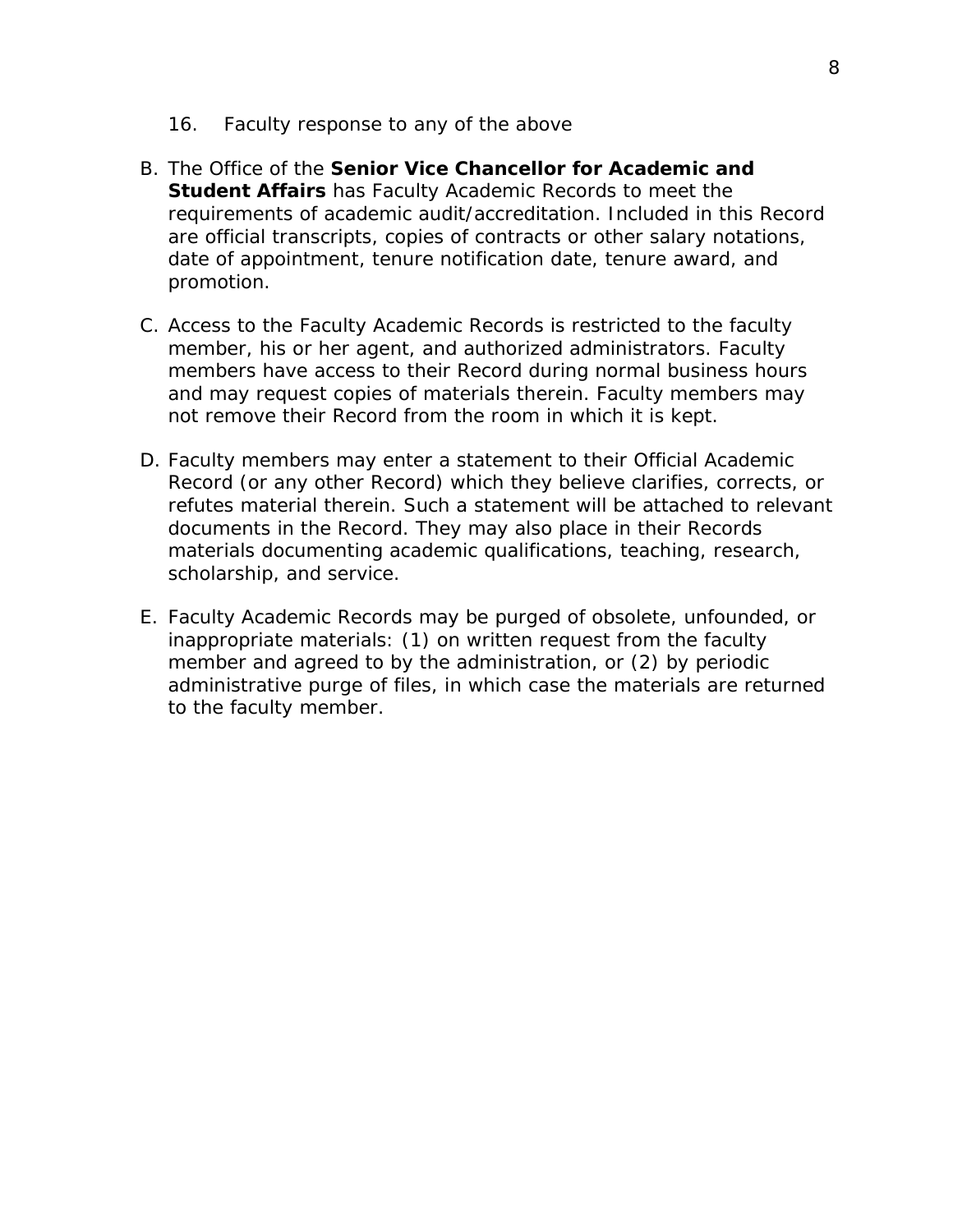16. Faculty response to any of the above

B. The Office of the **Senior Vice Chancellor for Academic and Student Affairs** has Faculty Academic Records to meet the requirements of academic audit/accreditation. Included in this Record are official transcripts, copies of contracts or other salary notations, date of appointment, tenure notification date, tenure award, and promotion.

C. Access to the Faculty Academic Records is restricted to the faculty member, his or her agent, and authorized administrators. Faculty members have access to their Record during normal business hours and may request copies of materials therein. Faculty members may not remove their Record from the room in which it is kept.

D. Faculty members may enter a statement to their Official Academic Record (or any other Record) which they believe clarifies, corrects, or refutes material therein. Such a statement will be attached to relevant documents in the Record. They may also place in their Records materials documenting academic qualifications, teaching, research, scholarship, and service.

E. Faculty Academic Records may be purged of obsolete, unfounded, or inappropriate materials: (1) on written request from the faculty member and agreed to by the administration, or (2) by periodic administrative purge of files, in which case the materials are returned to the faculty member.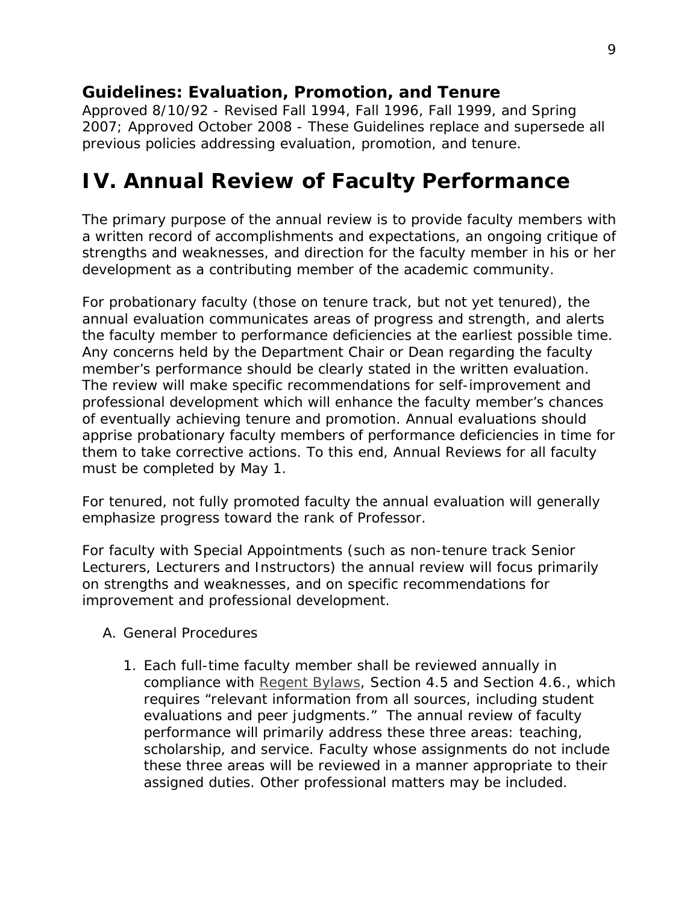**Guidelines: Evaluation, Promotion, and Tenure**

Approved 8/10/92 - Revised Fall 1994, Fall 1996, Fall 1999, and Spring 2007; Approved October 2008 - These Guidelines replace and supersede all previous policies addressing evaluation, promotion, and tenure.

# IV. Annual Review of Faculty Performance

The primary purpose of the annual review is to provide faculty members with a written record of accomplishments and expectations, an ongoing critique of strengths and weaknesses, and direction for the faculty member in his or her development as a contributing member of the academic community.

For probationary faculty (those on tenure track, but not yet tenured), the annual evaluation communicates areas of progress and strength, and alerts the faculty member to performance deficiencies at the earliest possible time. Any concerns held by the Department Chair or Dean regarding the faculty member's performance should be clearly stated in the written evaluation. The review will make specific recommendations for self-improvement and professional development which will enhance the faculty member's chances of eventually achieving tenure and promotion. Annual evaluations should apprise probationary faculty members of performance deficiencies in time for them to take corrective actions. To this end, Annual Reviews for all faculty must be completed by May 1.

For tenured, not fully promoted faculty the annual evaluation will generally emphasize progress toward the rank of Professor.

For faculty with Special Appointments (such as non-tenure track Senior Lecturers, Lecturers and Instructors) the annual review will focus primarily on strengths and weaknesses, and on specific recommendations for improvement and professional development.

A. General Procedures

1. Each full-time faculty member shall be reviewed annually in compliance with Regent Bylaws, Section 4.5 and Section 4.6., which requires "relevant information from all sources, including student evaluations and peer judgments." The annual review of faculty performance will primarily address these three areas: teaching, scholarship, and service. Faculty whose assignments do not include these three areas will be reviewed in a manner appropriate to their assigned duties. Other professional matters may be included.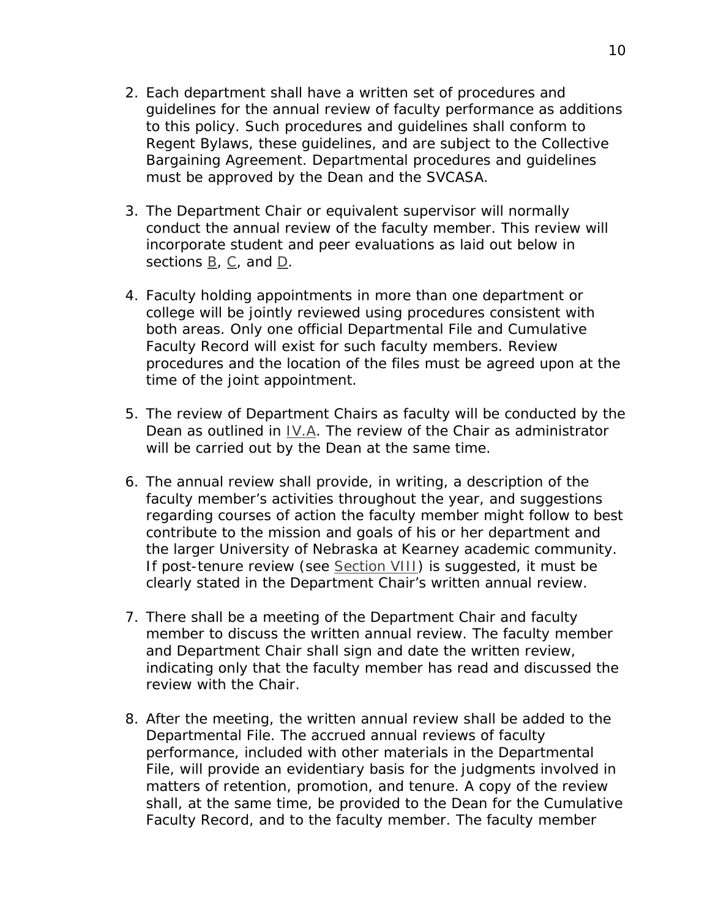2. Each department shall have a written set of procedures and guidelines for the annual review of faculty performance as additions to this policy. Such procedures and guidelines shall conform to Regent Bylaws, these guidelines, and are subject to the Collective Bargaining Agreement. Departmental procedures and guidelines must be approved by the Dean and the SVCASA.

3. The Department Chair or equivalent supervisor will normally conduct the annual review of the faculty member. This review will incorporate student and peer evaluations as laid out below in sections B, C, and D.

4. Faculty holding appointments in more than one department or college will be jointly reviewed using procedures consistent with both areas. Only one official Departmental File and Cumulative Faculty Record will exist for such faculty members. Review procedures and the location of the files must be agreed upon at the time of the joint appointment.

5. The review of Department Chairs as faculty will be conducted by the Dean as outlined in IV.A. The review of the Chair as administrator will be carried out by the Dean at the same time.

6. The annual review shall provide, in writing, a description of the faculty member's activities throughout the year, and suggestions regarding courses of action the faculty member might follow to best contribute to the mission and goals of his or her department and the larger University of Nebraska at Kearney academic community. If post-tenure review (see Section VIII) is suggested, it must be clearly stated in the Department Chair's written annual review.

7. There shall be a meeting of the Department Chair and faculty member to discuss the written annual review. The faculty member and Department Chair shall sign and date the written review, indicating only that the faculty member has read and discussed the review with the Chair.

8. After the meeting, the written annual review shall be added to the Departmental File. The accrued annual reviews of faculty performance, included with other materials in the Departmental File, will provide an evidentiary basis for the judgments involved in matters of retention, promotion, and tenure. A copy of the review shall, at the same time, be provided to the Dean for the Cumulative Faculty Record, and to the faculty member. The faculty member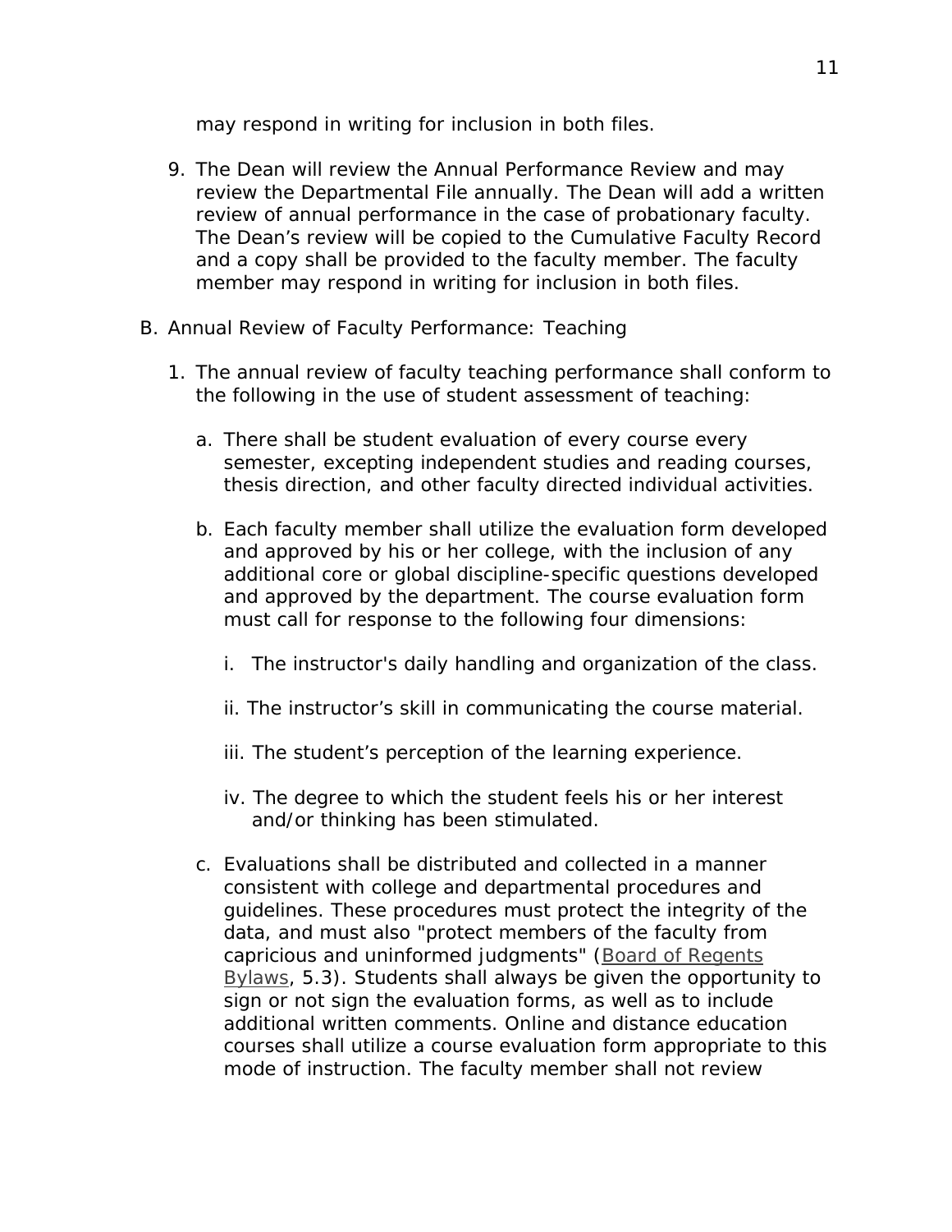may respond in writing for inclusion in both files.

9. The Dean will review the Annual Performance Review and may review the Departmental File annually. The Dean will add a written review of annual performance in the case of probationary faculty. The Dean's review will be copied to the Cumulative Faculty Record and a copy shall be provided to the faculty member. The faculty member may respond in writing for inclusion in both files.

B. Annual Review of Faculty Performance: Teaching

1. The annual review of faculty teaching performance shall conform to the following in the use of student assessment of teaching:

   a. There shall be student evaluation of every course every semester, excepting independent studies and reading courses, thesis direction, and other faculty directed individual activities.

   b. Each faculty member shall utilize the evaluation form developed and approved by his or her college, with the inclusion of any additional core or global discipline-specific questions developed and approved by the department. The course evaluation form must call for response to the following four dimensions:

      i. The instructor's daily handling and organization of the class.

      ii. The instructor's skill in communicating the course material.

      iii. The student's perception of the learning experience.

      iv. The degree to which the student feels his or her interest and/or thinking has been stimulated.

   c. Evaluations shall be distributed and collected in a manner consistent with college and departmental procedures and guidelines. These procedures must protect the integrity of the data, and must also "protect members of the faculty from capricious and uninformed judgments" (Board of Regents Bylaws, 5.3). Students shall always be given the opportunity to sign or not sign the evaluation forms, as well as to include additional written comments. Online and distance education courses shall utilize a course evaluation form appropriate to this mode of instruction. The faculty member shall not review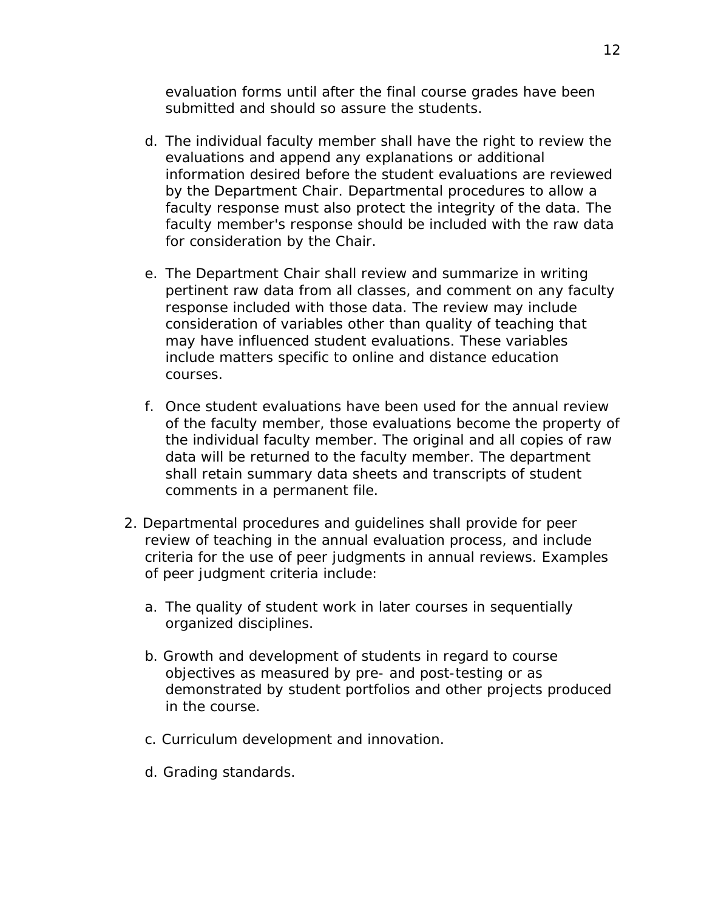evaluation forms until after the final course grades have been submitted and should so assure the students.

d. The individual faculty member shall have the right to review the evaluations and append any explanations or additional information desired before the student evaluations are reviewed by the Department Chair. Departmental procedures to allow a faculty response must also protect the integrity of the data. The faculty member's response should be included with the raw data for consideration by the Chair.

e. The Department Chair shall review and summarize in writing pertinent raw data from all classes, and comment on any faculty response included with those data. The review may include consideration of variables other than quality of teaching that may have influenced student evaluations. These variables include matters specific to online and distance education courses.

f. Once student evaluations have been used for the annual review of the faculty member, those evaluations become the property of the individual faculty member. The original and all copies of raw data will be returned to the faculty member. The department shall retain summary data sheets and transcripts of student comments in a permanent file.

2. Departmental procedures and guidelines shall provide for peer review of teaching in the annual evaluation process, and include criteria for the use of peer judgments in annual reviews. Examples of peer judgment criteria include:

   a. The quality of student work in later courses in sequentially organized disciplines.

   b. Growth and development of students in regard to course objectives as measured by pre- and post-testing or as demonstrated by student portfolios and other projects produced in the course.

   c. Curriculum development and innovation.

   d. Grading standards.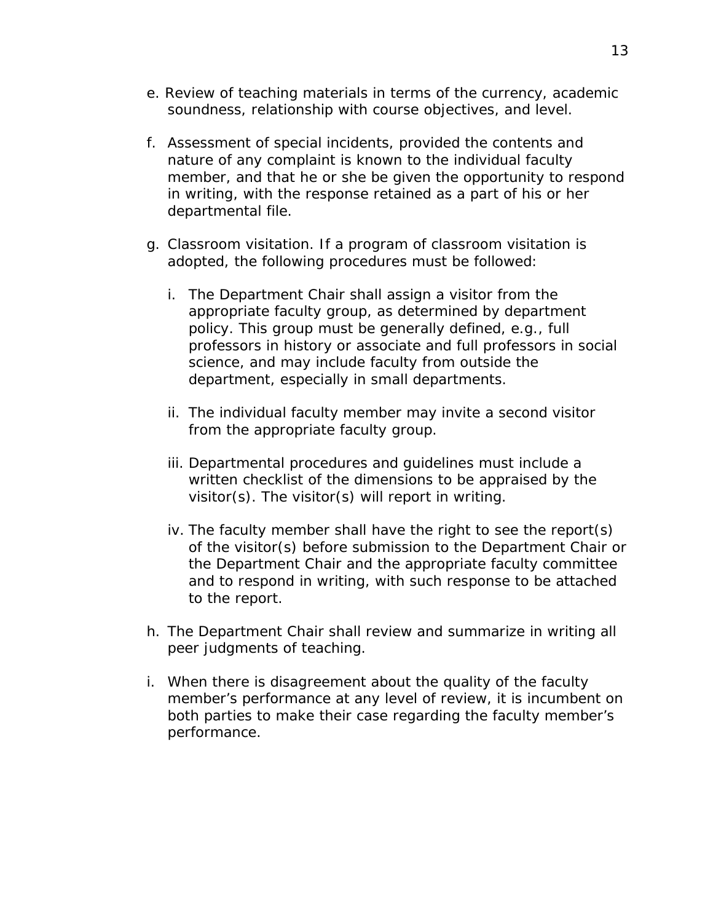e. Review of teaching materials in terms of the currency, academic soundness, relationship with course objectives, and level.

f. Assessment of special incidents, provided the contents and nature of any complaint is known to the individual faculty member, and that he or she be given the opportunity to respond in writing, with the response retained as a part of his or her departmental file.

g. Classroom visitation. If a program of classroom visitation is adopted, the following procedures must be followed:

   i. The Department Chair shall assign a visitor from the appropriate faculty group, as determined by department policy. This group must be generally defined, e.g., full professors in history or associate and full professors in social science, and may include faculty from outside the department, especially in small departments.

   ii. The individual faculty member may invite a second visitor from the appropriate faculty group.

   iii. Departmental procedures and guidelines must include a written checklist of the dimensions to be appraised by the visitor(s). The visitor(s) will report in writing.

   iv. The faculty member shall have the right to see the report(s) of the visitor(s) before submission to the Department Chair or the Department Chair and the appropriate faculty committee and to respond in writing, with such response to be attached to the report.

h. The Department Chair shall review and summarize in writing all peer judgments of teaching.

i. When there is disagreement about the quality of the faculty member's performance at any level of review, it is incumbent on both parties to make their case regarding the faculty member's performance.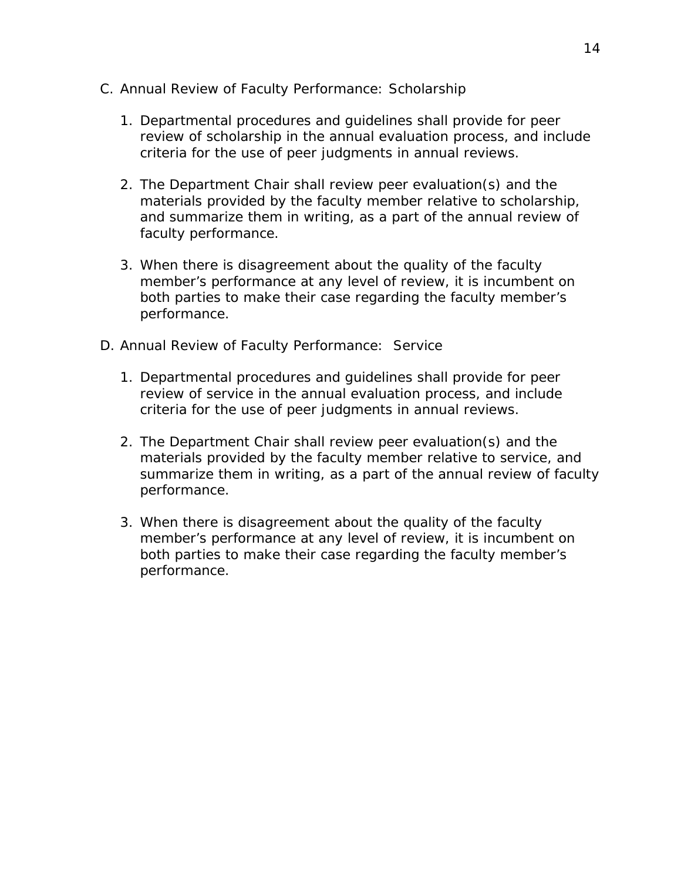C. Annual Review of Faculty Performance: Scholarship

1. Departmental procedures and guidelines shall provide for peer review of scholarship in the annual evaluation process, and include criteria for the use of peer judgments in annual reviews.

2. The Department Chair shall review peer evaluation(s) and the materials provided by the faculty member relative to scholarship, and summarize them in writing, as a part of the annual review of faculty performance.

3. When there is disagreement about the quality of the faculty member's performance at any level of review, it is incumbent on both parties to make their case regarding the faculty member's performance.

D. Annual Review of Faculty Performance: Service

1. Departmental procedures and guidelines shall provide for peer review of service in the annual evaluation process, and include criteria for the use of peer judgments in annual reviews.

2. The Department Chair shall review peer evaluation(s) and the materials provided by the faculty member relative to service, and summarize them in writing, as a part of the annual review of faculty performance.

3. When there is disagreement about the quality of the faculty member's performance at any level of review, it is incumbent on both parties to make their case regarding the faculty member's performance.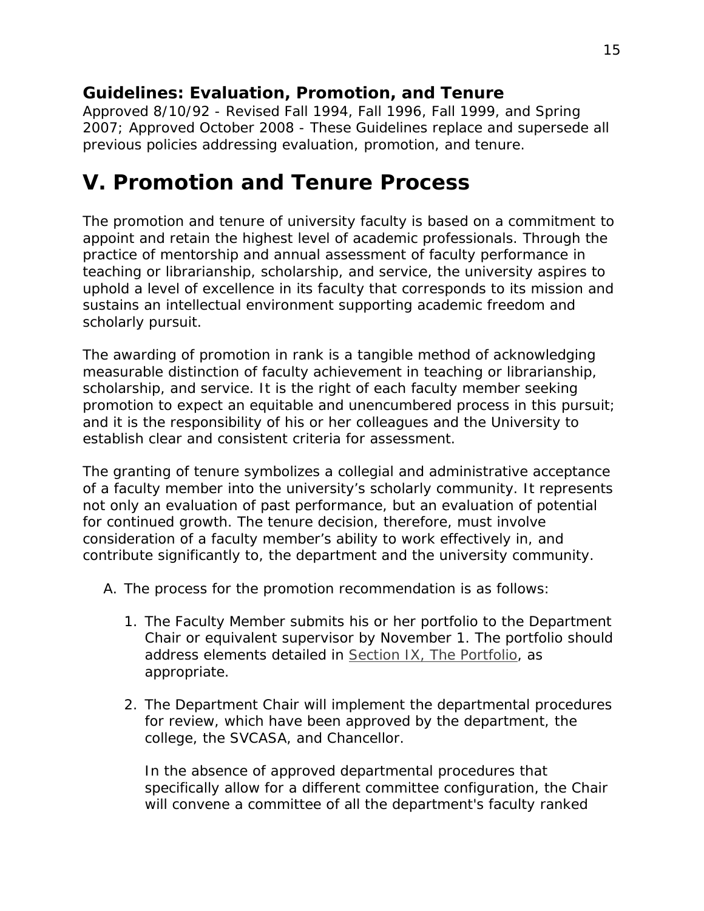**Guidelines: Evaluation, Promotion, and Tenure**
Approved 8/10/92 - Revised Fall 1994, Fall 1996, Fall 1999, and Spring 2007; Approved October 2008 - These Guidelines replace and supersede all previous policies addressing evaluation, promotion, and tenure.

# V. Promotion and Tenure Process

The promotion and tenure of university faculty is based on a commitment to appoint and retain the highest level of academic professionals. Through the practice of mentorship and annual assessment of faculty performance in teaching or librarianship, scholarship, and service, the university aspires to uphold a level of excellence in its faculty that corresponds to its mission and sustains an intellectual environment supporting academic freedom and scholarly pursuit.

The awarding of promotion in rank is a tangible method of acknowledging measurable distinction of faculty achievement in teaching or librarianship, scholarship, and service. It is the right of each faculty member seeking promotion to expect an equitable and unencumbered process in this pursuit; and it is the responsibility of his or her colleagues and the University to establish clear and consistent criteria for assessment.

The granting of tenure symbolizes a collegial and administrative acceptance of a faculty member into the university's scholarly community. It represents not only an evaluation of past performance, but an evaluation of potential for continued growth. The tenure decision, therefore, must involve consideration of a faculty member's ability to work effectively in, and contribute significantly to, the department and the university community.

A. The process for the promotion recommendation is as follows:

   1. The Faculty Member submits his or her portfolio to the Department Chair or equivalent supervisor by November 1. The portfolio should address elements detailed in Section IX, The Portfolio, as appropriate.

   2. The Department Chair will implement the departmental procedures for review, which have been approved by the department, the college, the SVCASA, and Chancellor.

      In the absence of approved departmental procedures that specifically allow for a different committee configuration, the Chair will convene a committee of all the department's faculty ranked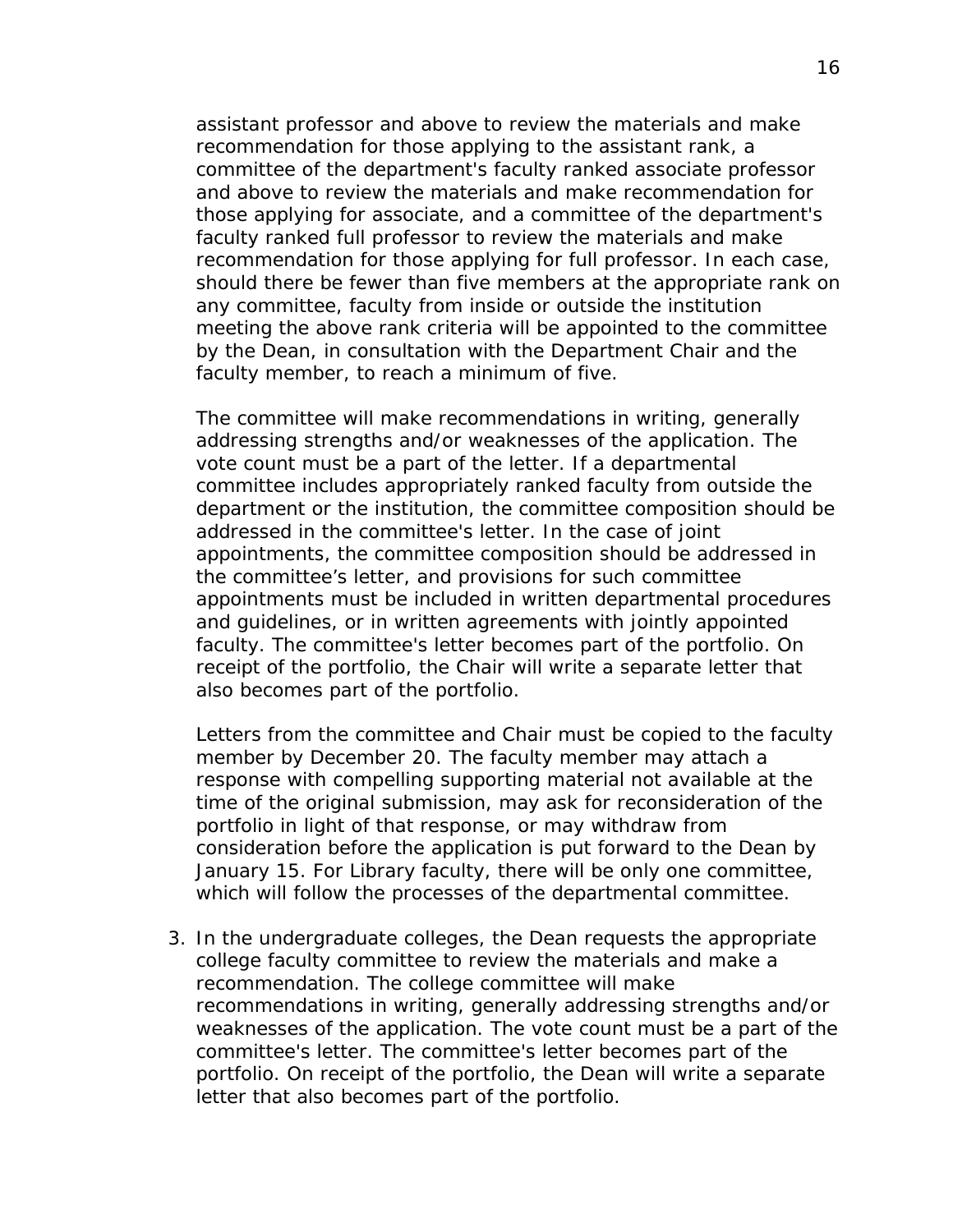assistant professor and above to review the materials and make recommendation for those applying to the assistant rank, a committee of the department's faculty ranked associate professor and above to review the materials and make recommendation for those applying for associate, and a committee of the department's faculty ranked full professor to review the materials and make recommendation for those applying for full professor. In each case, should there be fewer than five members at the appropriate rank on any committee, faculty from inside or outside the institution meeting the above rank criteria will be appointed to the committee by the Dean, in consultation with the Department Chair and the faculty member, to reach a minimum of five.

The committee will make recommendations in writing, generally addressing strengths and/or weaknesses of the application. The vote count must be a part of the letter. If a departmental committee includes appropriately ranked faculty from outside the department or the institution, the committee composition should be addressed in the committee's letter. In the case of joint appointments, the committee composition should be addressed in the committee's letter, and provisions for such committee appointments must be included in written departmental procedures and guidelines, or in written agreements with jointly appointed faculty. The committee's letter becomes part of the portfolio. On receipt of the portfolio, the Chair will write a separate letter that also becomes part of the portfolio.

Letters from the committee and Chair must be copied to the faculty member by December 20. The faculty member may attach a response with compelling supporting material not available at the time of the original submission, may ask for reconsideration of the portfolio in light of that response, or may withdraw from consideration before the application is put forward to the Dean by January 15. For Library faculty, there will be only one committee, which will follow the processes of the departmental committee.

3. In the undergraduate colleges, the Dean requests the appropriate college faculty committee to review the materials and make a recommendation. The college committee will make recommendations in writing, generally addressing strengths and/or weaknesses of the application. The vote count must be a part of the committee's letter. The committee's letter becomes part of the portfolio. On receipt of the portfolio, the Dean will write a separate letter that also becomes part of the portfolio.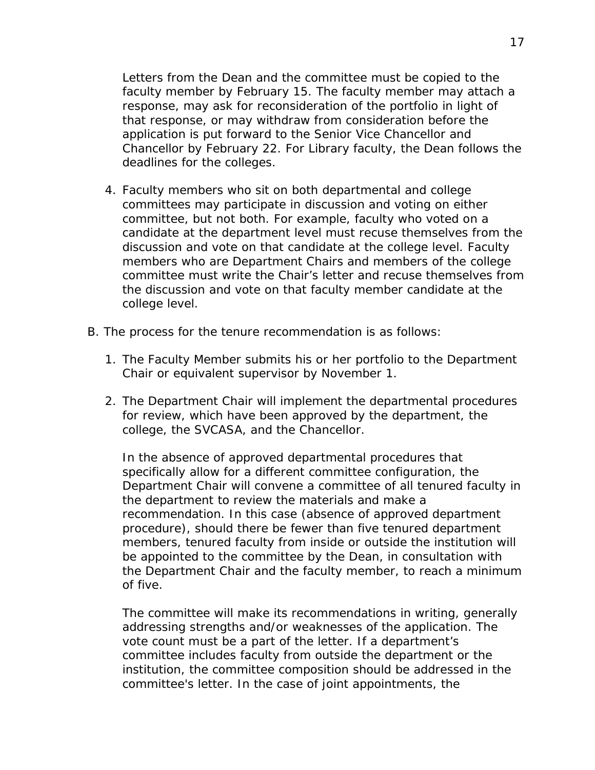Letters from the Dean and the committee must be copied to the faculty member by February 15. The faculty member may attach a response, may ask for reconsideration of the portfolio in light of that response, or may withdraw from consideration before the application is put forward to the Senior Vice Chancellor and Chancellor by February 22. For Library faculty, the Dean follows the deadlines for the colleges.

4. Faculty members who sit on both departmental and college committees may participate in discussion and voting on either committee, but not both. For example, faculty who voted on a candidate at the department level must recuse themselves from the discussion and vote on that candidate at the college level. Faculty members who are Department Chairs and members of the college committee must write the Chair's letter and recuse themselves from the discussion and vote on that faculty member candidate at the college level.

B. The process for the tenure recommendation is as follows:

1. The Faculty Member submits his or her portfolio to the Department Chair or equivalent supervisor by November 1.

2. The Department Chair will implement the departmental procedures for review, which have been approved by the department, the college, the SVCASA, and the Chancellor.

   In the absence of approved departmental procedures that specifically allow for a different committee configuration, the Department Chair will convene a committee of all tenured faculty in the department to review the materials and make a recommendation. In this case (absence of approved department procedure), should there be fewer than five tenured department members, tenured faculty from inside or outside the institution will be appointed to the committee by the Dean, in consultation with the Department Chair and the faculty member, to reach a minimum of five.

   The committee will make its recommendations in writing, generally addressing strengths and/or weaknesses of the application. The vote count must be a part of the letter. If a department's committee includes faculty from outside the department or the institution, the committee composition should be addressed in the committee's letter. In the case of joint appointments, the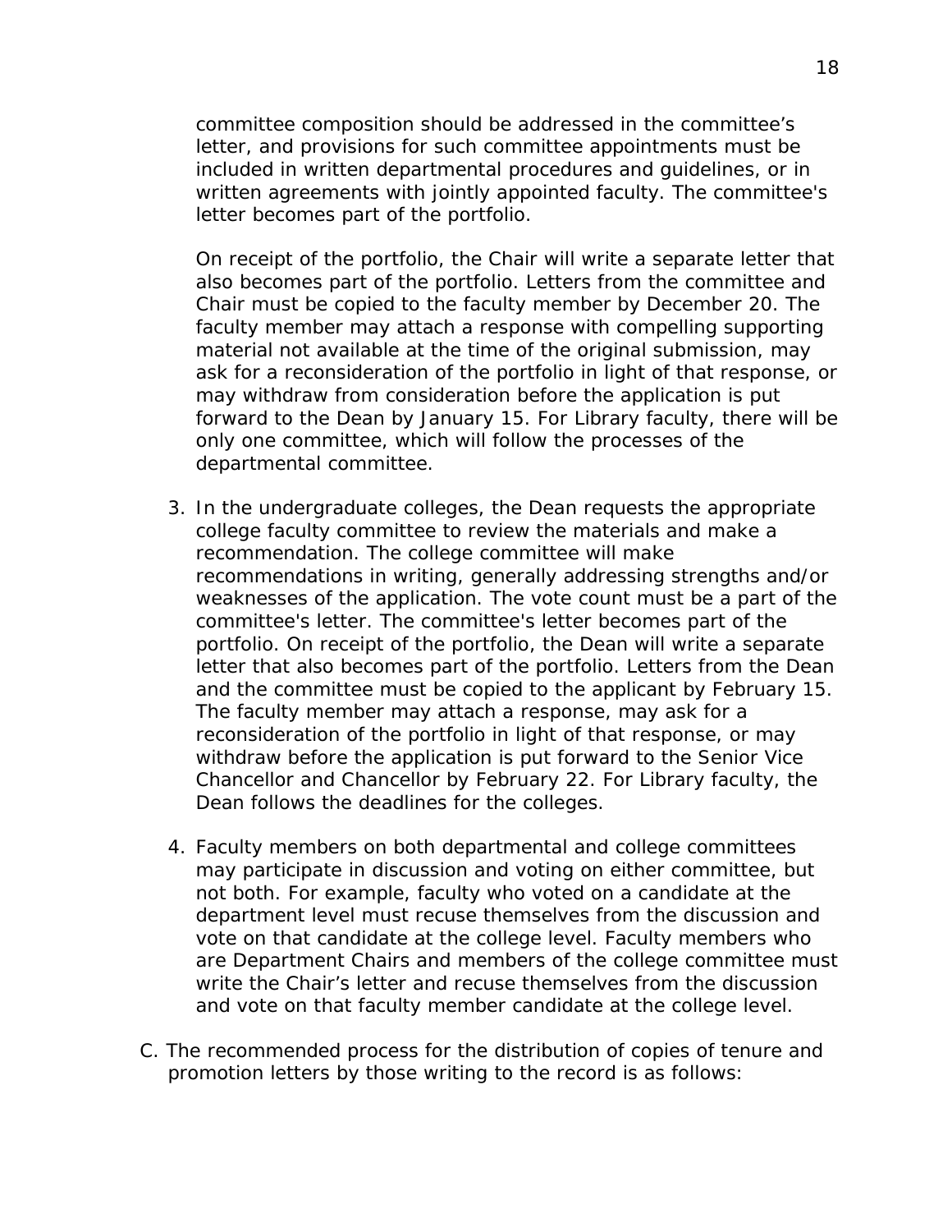committee composition should be addressed in the committee's letter, and provisions for such committee appointments must be included in written departmental procedures and guidelines, or in written agreements with jointly appointed faculty. The committee's letter becomes part of the portfolio.

On receipt of the portfolio, the Chair will write a separate letter that also becomes part of the portfolio. Letters from the committee and Chair must be copied to the faculty member by December 20. The faculty member may attach a response with compelling supporting material not available at the time of the original submission, may ask for a reconsideration of the portfolio in light of that response, or may withdraw from consideration before the application is put forward to the Dean by January 15. For Library faculty, there will be only one committee, which will follow the processes of the departmental committee.

3. In the undergraduate colleges, the Dean requests the appropriate college faculty committee to review the materials and make a recommendation. The college committee will make recommendations in writing, generally addressing strengths and/or weaknesses of the application. The vote count must be a part of the committee's letter. The committee's letter becomes part of the portfolio. On receipt of the portfolio, the Dean will write a separate letter that also becomes part of the portfolio. Letters from the Dean and the committee must be copied to the applicant by February 15. The faculty member may attach a response, may ask for a reconsideration of the portfolio in light of that response, or may withdraw before the application is put forward to the Senior Vice Chancellor and Chancellor by February 22. For Library faculty, the Dean follows the deadlines for the colleges.

4. Faculty members on both departmental and college committees may participate in discussion and voting on either committee, but not both. For example, faculty who voted on a candidate at the department level must recuse themselves from the discussion and vote on that candidate at the college level. Faculty members who are Department Chairs and members of the college committee must write the Chair's letter and recuse themselves from the discussion and vote on that faculty member candidate at the college level.

C. The recommended process for the distribution of copies of tenure and promotion letters by those writing to the record is as follows: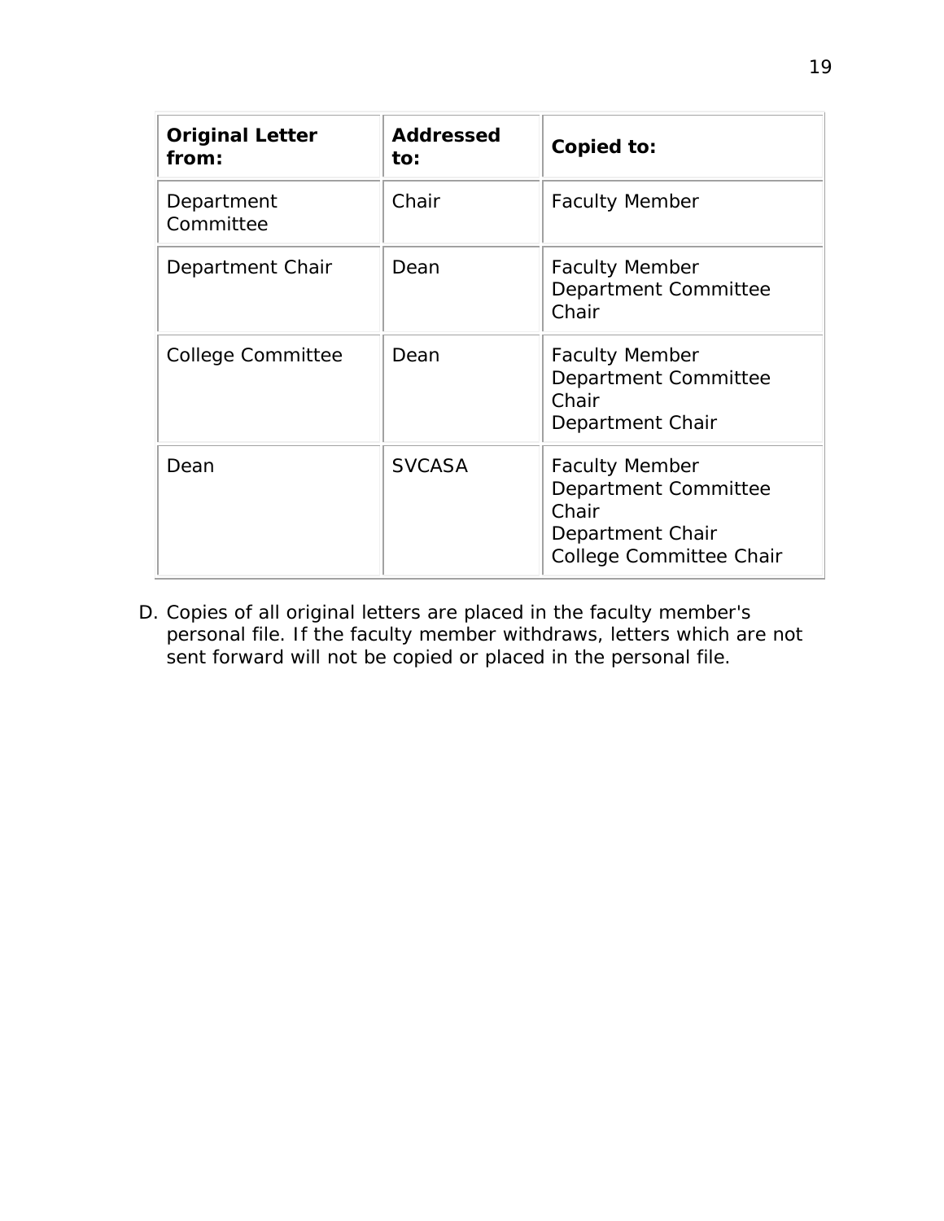| **Original Letter from:** | **Addressed to:** | **Copied to:** |
|---|---|---|
| Department Committee | Chair | Faculty Member |
| Department Chair | Dean | Faculty Member<br>Department Committee Chair |
| College Committee | Dean | Faculty Member<br>Department Committee Chair<br>Department Chair |
| Dean | SVCASA | Faculty Member<br>Department Committee Chair<br>Department Chair<br>College Committee Chair |

D. Copies of all original letters are placed in the faculty member's personal file. If the faculty member withdraws, letters which are not sent forward will not be copied or placed in the personal file.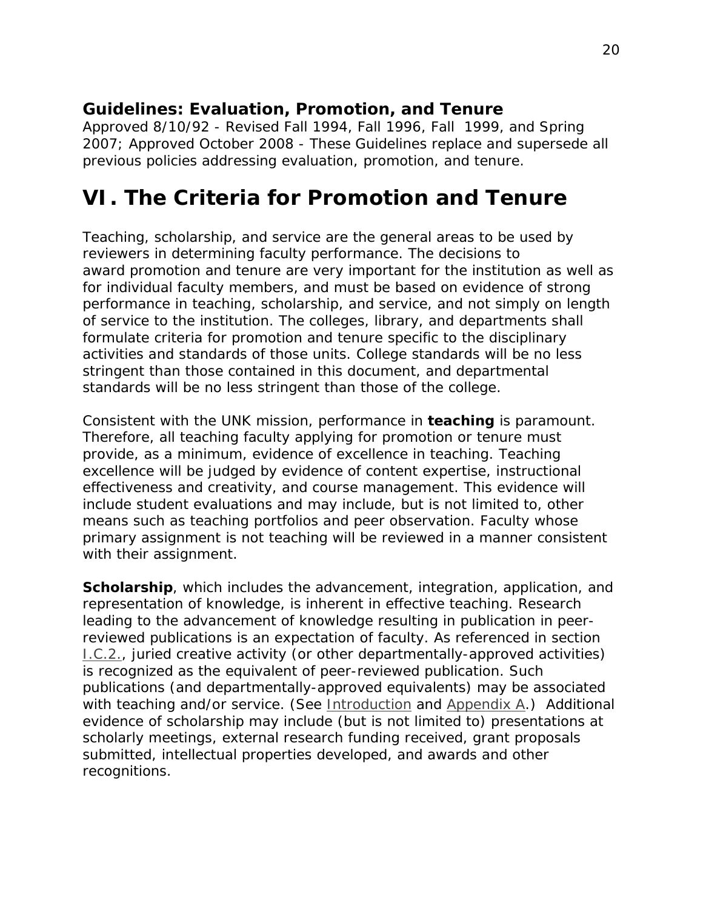**Guidelines: Evaluation, Promotion, and Tenure**

Approved 8/10/92 - Revised Fall 1994, Fall 1996, Fall 1999, and Spring 2007; Approved October 2008 - These Guidelines replace and supersede all previous policies addressing evaluation, promotion, and tenure.

# VI. The Criteria for Promotion and Tenure

Teaching, scholarship, and service are the general areas to be used by reviewers in determining faculty performance. The decisions to award promotion and tenure are very important for the institution as well as for individual faculty members, and must be based on evidence of strong performance in teaching, scholarship, and service, and not simply on length of service to the institution. The colleges, library, and departments shall formulate criteria for promotion and tenure specific to the disciplinary activities and standards of those units. College standards will be no less stringent than those contained in this document, and departmental standards will be no less stringent than those of the college.

Consistent with the UNK mission, performance in **teaching** is paramount. Therefore, all teaching faculty applying for promotion or tenure must provide, as a minimum, evidence of excellence in teaching. Teaching excellence will be judged by evidence of content expertise, instructional effectiveness and creativity, and course management. This evidence will include student evaluations and may include, but is not limited to, other means such as teaching portfolios and peer observation. Faculty whose primary assignment is not teaching will be reviewed in a manner consistent with their assignment.

**Scholarship**, which includes the advancement, integration, application, and representation of knowledge, is inherent in effective teaching. Research leading to the advancement of knowledge resulting in publication in peer-reviewed publications is an expectation of faculty. As referenced in section I.C.2., juried creative activity (or other departmentally-approved activities) is recognized as the equivalent of peer-reviewed publication. Such publications (and departmentally-approved equivalents) may be associated with teaching and/or service. (See Introduction and Appendix A.) Additional evidence of scholarship may include (but is not limited to) presentations at scholarly meetings, external research funding received, grant proposals submitted, intellectual properties developed, and awards and other recognitions.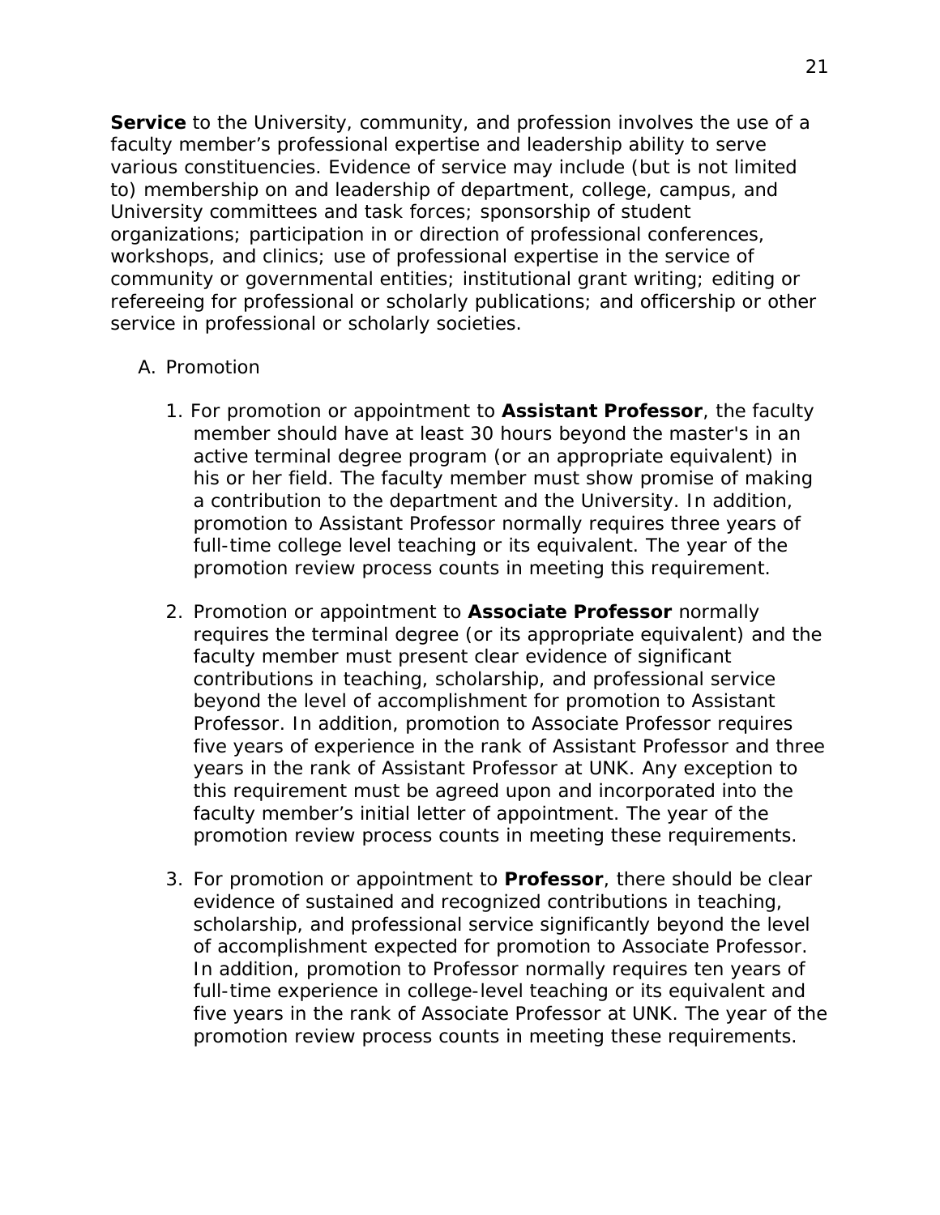**Service** to the University, community, and profession involves the use of a faculty member's professional expertise and leadership ability to serve various constituencies. Evidence of service may include (but is not limited to) membership on and leadership of department, college, campus, and University committees and task forces; sponsorship of student organizations; participation in or direction of professional conferences, workshops, and clinics; use of professional expertise in the service of community or governmental entities; institutional grant writing; editing or refereeing for professional or scholarly publications; and officership or other service in professional or scholarly societies.

A. Promotion

1. For promotion or appointment to **Assistant Professor**, the faculty member should have at least 30 hours beyond the master's in an active terminal degree program (or an appropriate equivalent) in his or her field. The faculty member must show promise of making a contribution to the department and the University. In addition, promotion to Assistant Professor normally requires three years of full-time college level teaching or its equivalent. The year of the promotion review process counts in meeting this requirement.

2. Promotion or appointment to **Associate Professor** normally requires the terminal degree (or its appropriate equivalent) and the faculty member must present clear evidence of significant contributions in teaching, scholarship, and professional service beyond the level of accomplishment for promotion to Assistant Professor. In addition, promotion to Associate Professor requires five years of experience in the rank of Assistant Professor and three years in the rank of Assistant Professor at UNK. Any exception to this requirement must be agreed upon and incorporated into the faculty member's initial letter of appointment. The year of the promotion review process counts in meeting these requirements.

3. For promotion or appointment to **Professor**, there should be clear evidence of sustained and recognized contributions in teaching, scholarship, and professional service significantly beyond the level of accomplishment expected for promotion to Associate Professor. In addition, promotion to Professor normally requires ten years of full-time experience in college-level teaching or its equivalent and five years in the rank of Associate Professor at UNK. The year of the promotion review process counts in meeting these requirements.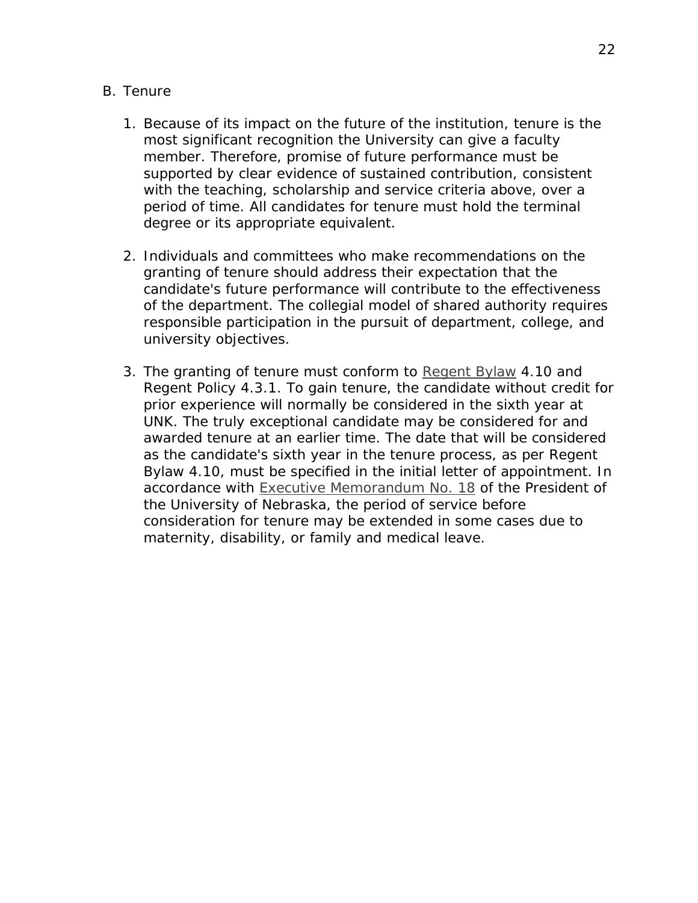## B. Tenure

1. Because of its impact on the future of the institution, tenure is the most significant recognition the University can give a faculty member. Therefore, promise of future performance must be supported by clear evidence of sustained contribution, consistent with the teaching, scholarship and service criteria above, over a period of time. All candidates for tenure must hold the terminal degree or its appropriate equivalent.

2. Individuals and committees who make recommendations on the granting of tenure should address their expectation that the candidate's future performance will contribute to the effectiveness of the department. The collegial model of shared authority requires responsible participation in the pursuit of department, college, and university objectives.

3. The granting of tenure must conform to Regent Bylaw 4.10 and Regent Policy 4.3.1. To gain tenure, the candidate without credit for prior experience will normally be considered in the sixth year at UNK. The truly exceptional candidate may be considered for and awarded tenure at an earlier time. The date that will be considered as the candidate's sixth year in the tenure process, as per Regent Bylaw 4.10, must be specified in the initial letter of appointment. In accordance with Executive Memorandum No. 18 of the President of the University of Nebraska, the period of service before consideration for tenure may be extended in some cases due to maternity, disability, or family and medical leave.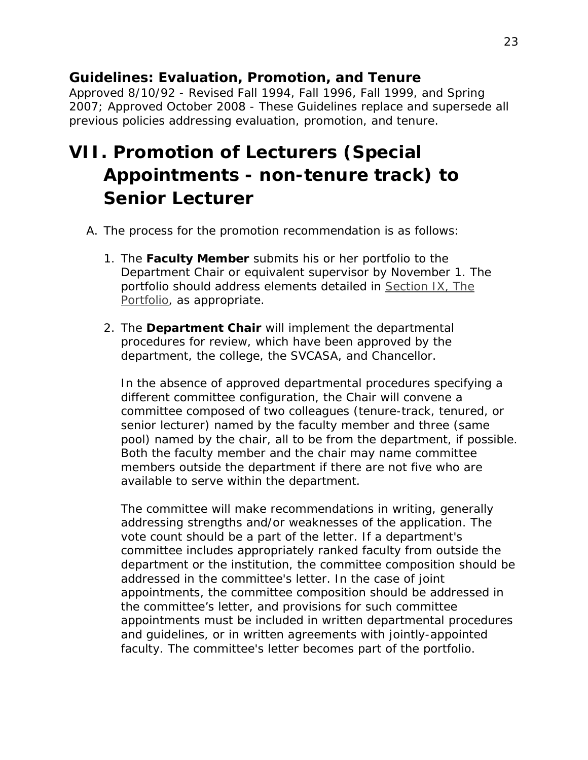**Guidelines: Evaluation, Promotion, and Tenure**
Approved 8/10/92 - Revised Fall 1994, Fall 1996, Fall 1999, and Spring 2007; Approved October 2008 - These Guidelines replace and supersede all previous policies addressing evaluation, promotion, and tenure.

# VII. Promotion of Lecturers (Special Appointments - non-tenure track) to Senior Lecturer

A. The process for the promotion recommendation is as follows:

1. The **Faculty Member** submits his or her portfolio to the Department Chair or equivalent supervisor by November 1. The portfolio should address elements detailed in Section IX, The Portfolio, as appropriate.

2. The **Department Chair** will implement the departmental procedures for review, which have been approved by the department, the college, the SVCASA, and Chancellor.

   In the absence of approved departmental procedures specifying a different committee configuration, the Chair will convene a committee composed of two colleagues (tenure-track, tenured, or senior lecturer) named by the faculty member and three (same pool) named by the chair, all to be from the department, if possible. Both the faculty member and the chair may name committee members outside the department if there are not five who are available to serve within the department.

   The committee will make recommendations in writing, generally addressing strengths and/or weaknesses of the application. The vote count should be a part of the letter. If a department's committee includes appropriately ranked faculty from outside the department or the institution, the committee composition should be addressed in the committee's letter. In the case of joint appointments, the committee composition should be addressed in the committee's letter, and provisions for such committee appointments must be included in written departmental procedures and guidelines, or in written agreements with jointly-appointed faculty. The committee's letter becomes part of the portfolio.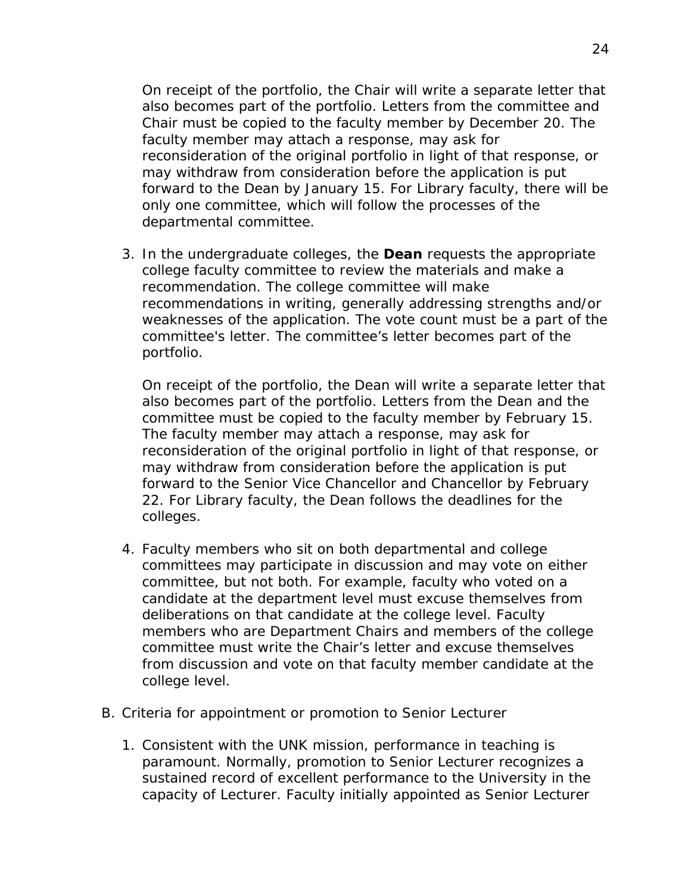On receipt of the portfolio, the Chair will write a separate letter that also becomes part of the portfolio. Letters from the committee and Chair must be copied to the faculty member by December 20. The faculty member may attach a response, may ask for reconsideration of the original portfolio in light of that response, or may withdraw from consideration before the application is put forward to the Dean by January 15. For Library faculty, there will be only one committee, which will follow the processes of the departmental committee.

3. In the undergraduate colleges, the **Dean** requests the appropriate college faculty committee to review the materials and make a recommendation. The college committee will make recommendations in writing, generally addressing strengths and/or weaknesses of the application. The vote count must be a part of the committee's letter. The committee's letter becomes part of the portfolio.

   On receipt of the portfolio, the Dean will write a separate letter that also becomes part of the portfolio. Letters from the Dean and the committee must be copied to the faculty member by February 15. The faculty member may attach a response, may ask for reconsideration of the original portfolio in light of that response, or may withdraw from consideration before the application is put forward to the Senior Vice Chancellor and Chancellor by February 22. For Library faculty, the Dean follows the deadlines for the colleges.

4. Faculty members who sit on both departmental and college committees may participate in discussion and may vote on either committee, but not both. For example, faculty who voted on a candidate at the department level must excuse themselves from deliberations on that candidate at the college level. Faculty members who are Department Chairs and members of the college committee must write the Chair's letter and excuse themselves from discussion and vote on that faculty member candidate at the college level.

B. Criteria for appointment or promotion to Senior Lecturer

1. Consistent with the UNK mission, performance in teaching is paramount. Normally, promotion to Senior Lecturer recognizes a sustained record of excellent performance to the University in the capacity of Lecturer. Faculty initially appointed as Senior Lecturer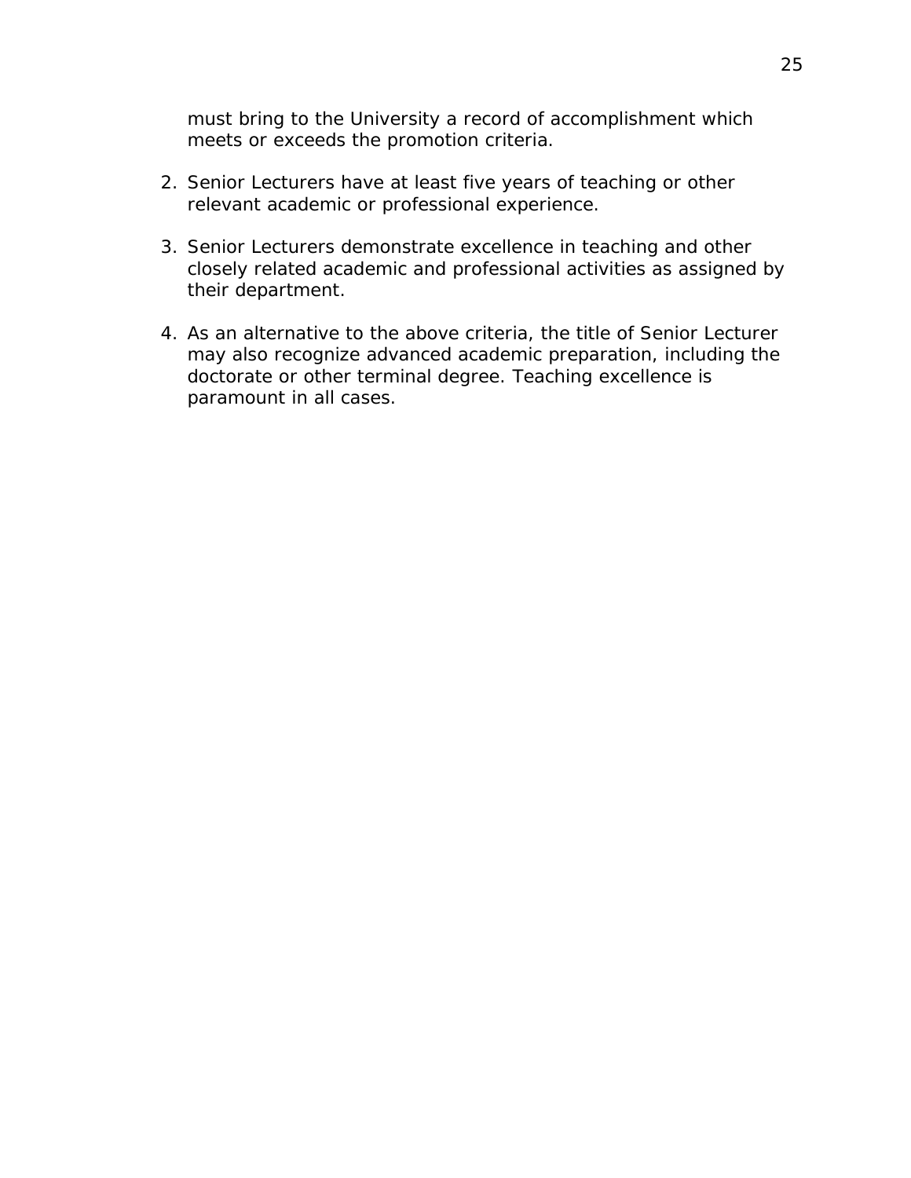must bring to the University a record of accomplishment which meets or exceeds the promotion criteria.

2. Senior Lecturers have at least five years of teaching or other relevant academic or professional experience.

3. Senior Lecturers demonstrate excellence in teaching and other closely related academic and professional activities as assigned by their department.

4. As an alternative to the above criteria, the title of Senior Lecturer may also recognize advanced academic preparation, including the doctorate or other terminal degree. Teaching excellence is paramount in all cases.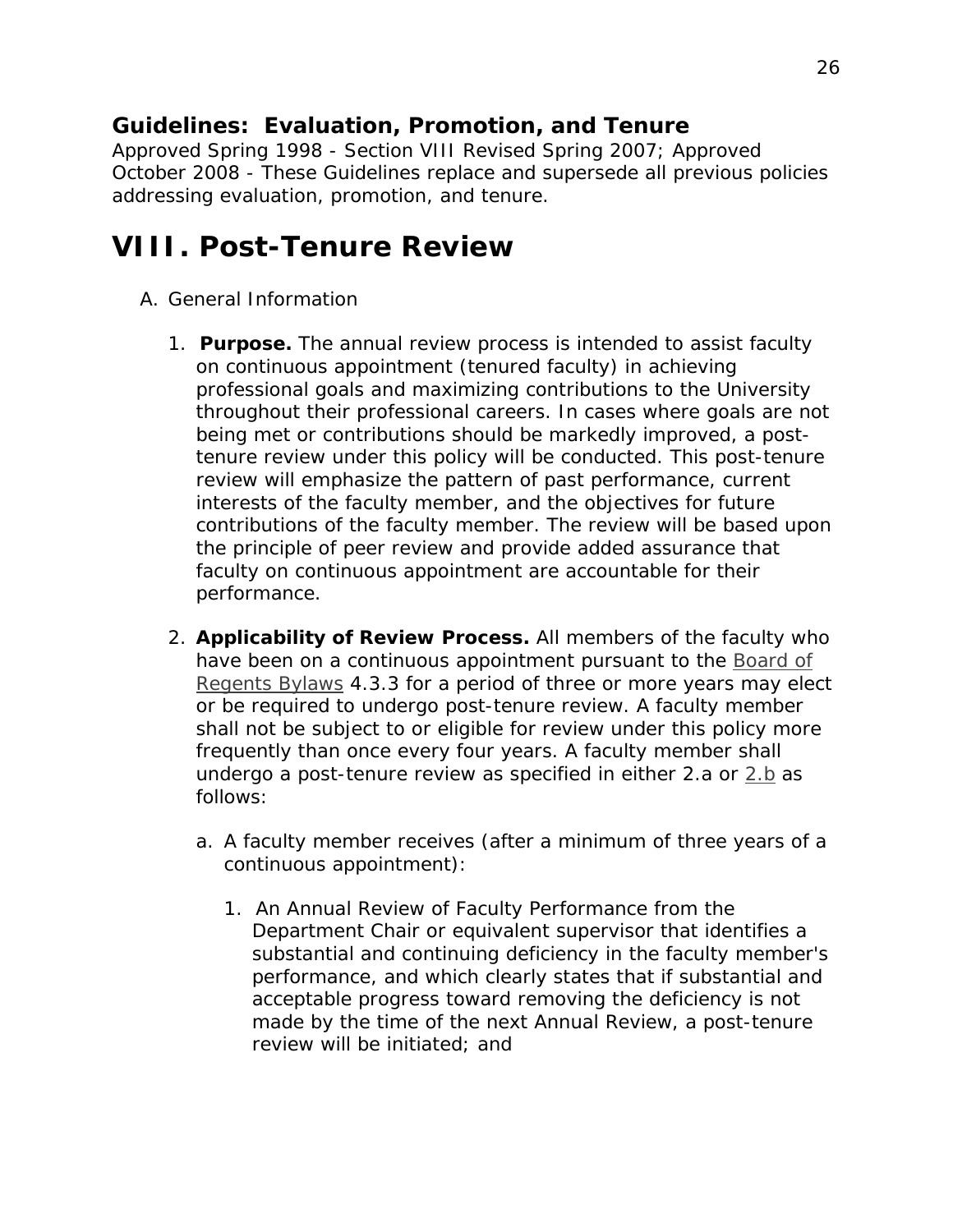**Guidelines: Evaluation, Promotion, and Tenure**

Approved Spring 1998 - Section VIII Revised Spring 2007; Approved October 2008 - These Guidelines replace and supersede all previous policies addressing evaluation, promotion, and tenure.

# VIII. Post-Tenure Review

A. General Information

1. **Purpose.** The annual review process is intended to assist faculty on continuous appointment (tenured faculty) in achieving professional goals and maximizing contributions to the University throughout their professional careers. In cases where goals are not being met or contributions should be markedly improved, a post-tenure review under this policy will be conducted. This post-tenure review will emphasize the pattern of past performance, current interests of the faculty member, and the objectives for future contributions of the faculty member. The review will be based upon the principle of peer review and provide added assurance that faculty on continuous appointment are accountable for their performance.

2. **Applicability of Review Process.** All members of the faculty who have been on a continuous appointment pursuant to the Board of Regents Bylaws 4.3.3 for a period of three or more years may elect or be required to undergo post-tenure review. A faculty member shall not be subject to or eligible for review under this policy more frequently than once every four years. A faculty member shall undergo a post-tenure review as specified in either 2.a or 2.b as follows:

   a. A faculty member receives (after a minimum of three years of a continuous appointment):

      1. An Annual Review of Faculty Performance from the Department Chair or equivalent supervisor that identifies a substantial and continuing deficiency in the faculty member's performance, and which clearly states that if substantial and acceptable progress toward removing the deficiency is not made by the time of the next Annual Review, a post-tenure review will be initiated; and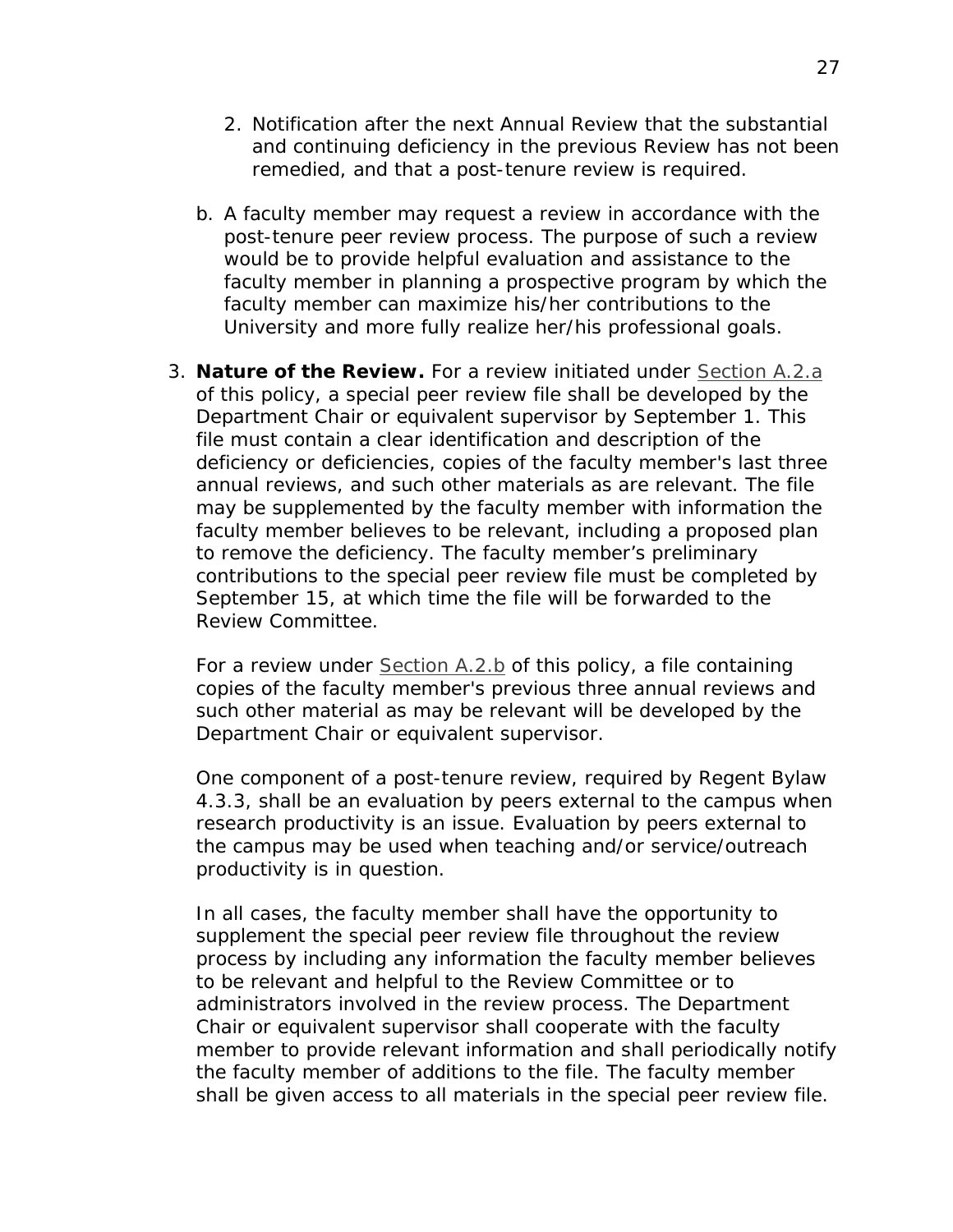2. Notification after the next Annual Review that the substantial and continuing deficiency in the previous Review has not been remedied, and that a post-tenure review is required.

b. A faculty member may request a review in accordance with the post-tenure peer review process. The purpose of such a review would be to provide helpful evaluation and assistance to the faculty member in planning a prospective program by which the faculty member can maximize his/her contributions to the University and more fully realize her/his professional goals.

3. **Nature of the Review.** For a review initiated under Section A.2.a of this policy, a special peer review file shall be developed by the Department Chair or equivalent supervisor by September 1. This file must contain a clear identification and description of the deficiency or deficiencies, copies of the faculty member's last three annual reviews, and such other materials as are relevant. The file may be supplemented by the faculty member with information the faculty member believes to be relevant, including a proposed plan to remove the deficiency. The faculty member's preliminary contributions to the special peer review file must be completed by September 15, at which time the file will be forwarded to the Review Committee.

   For a review under Section A.2.b of this policy, a file containing copies of the faculty member's previous three annual reviews and such other material as may be relevant will be developed by the Department Chair or equivalent supervisor.

   One component of a post-tenure review, required by Regent Bylaw 4.3.3, shall be an evaluation by peers external to the campus when research productivity is an issue. Evaluation by peers external to the campus may be used when teaching and/or service/outreach productivity is in question.

   In all cases, the faculty member shall have the opportunity to supplement the special peer review file throughout the review process by including any information the faculty member believes to be relevant and helpful to the Review Committee or to administrators involved in the review process. The Department Chair or equivalent supervisor shall cooperate with the faculty member to provide relevant information and shall periodically notify the faculty member of additions to the file. The faculty member shall be given access to all materials in the special peer review file.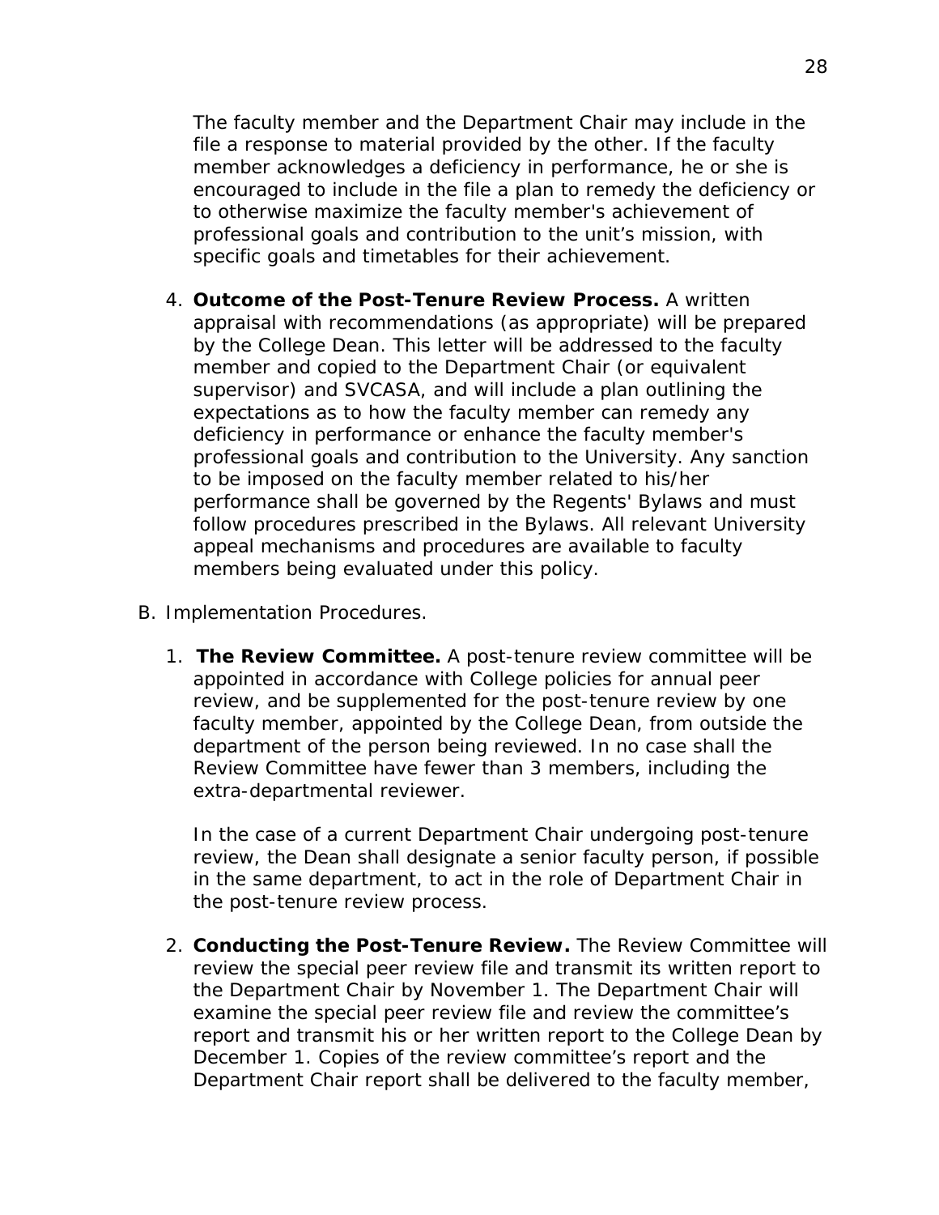The faculty member and the Department Chair may include in the file a response to material provided by the other. If the faculty member acknowledges a deficiency in performance, he or she is encouraged to include in the file a plan to remedy the deficiency or to otherwise maximize the faculty member's achievement of professional goals and contribution to the unit's mission, with specific goals and timetables for their achievement.

4. **Outcome of the Post-Tenure Review Process.** A written appraisal with recommendations (as appropriate) will be prepared by the College Dean. This letter will be addressed to the faculty member and copied to the Department Chair (or equivalent supervisor) and SVCASA, and will include a plan outlining the expectations as to how the faculty member can remedy any deficiency in performance or enhance the faculty member's professional goals and contribution to the University. Any sanction to be imposed on the faculty member related to his/her performance shall be governed by the Regents' Bylaws and must follow procedures prescribed in the Bylaws. All relevant University appeal mechanisms and procedures are available to faculty members being evaluated under this policy.

B. Implementation Procedures.

1. **The Review Committee.** A post-tenure review committee will be appointed in accordance with College policies for annual peer review, and be supplemented for the post-tenure review by one faculty member, appointed by the College Dean, from outside the department of the person being reviewed. In no case shall the Review Committee have fewer than 3 members, including the extra-departmental reviewer.

   In the case of a current Department Chair undergoing post-tenure review, the Dean shall designate a senior faculty person, if possible in the same department, to act in the role of Department Chair in the post-tenure review process.

2. **Conducting the Post-Tenure Review.** The Review Committee will review the special peer review file and transmit its written report to the Department Chair by November 1. The Department Chair will examine the special peer review file and review the committee's report and transmit his or her written report to the College Dean by December 1. Copies of the review committee's report and the Department Chair report shall be delivered to the faculty member,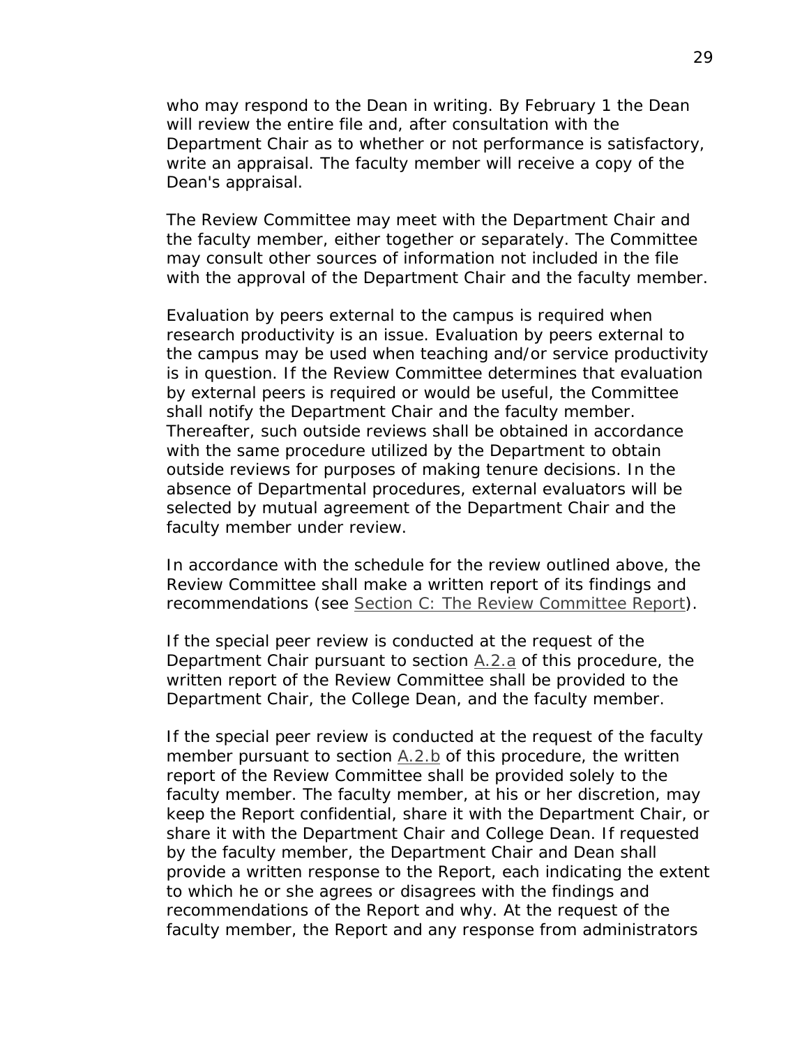who may respond to the Dean in writing. By February 1 the Dean will review the entire file and, after consultation with the Department Chair as to whether or not performance is satisfactory, write an appraisal. The faculty member will receive a copy of the Dean's appraisal.

The Review Committee may meet with the Department Chair and the faculty member, either together or separately. The Committee may consult other sources of information not included in the file with the approval of the Department Chair and the faculty member.

Evaluation by peers external to the campus is required when research productivity is an issue. Evaluation by peers external to the campus may be used when teaching and/or service productivity is in question. If the Review Committee determines that evaluation by external peers is required or would be useful, the Committee shall notify the Department Chair and the faculty member. Thereafter, such outside reviews shall be obtained in accordance with the same procedure utilized by the Department to obtain outside reviews for purposes of making tenure decisions. In the absence of Departmental procedures, external evaluators will be selected by mutual agreement of the Department Chair and the faculty member under review.

In accordance with the schedule for the review outlined above, the Review Committee shall make a written report of its findings and recommendations (see Section C: The Review Committee Report).

If the special peer review is conducted at the request of the Department Chair pursuant to section A.2.a of this procedure, the written report of the Review Committee shall be provided to the Department Chair, the College Dean, and the faculty member.

If the special peer review is conducted at the request of the faculty member pursuant to section A.2.b of this procedure, the written report of the Review Committee shall be provided solely to the faculty member. The faculty member, at his or her discretion, may keep the Report confidential, share it with the Department Chair, or share it with the Department Chair and College Dean. If requested by the faculty member, the Department Chair and Dean shall provide a written response to the Report, each indicating the extent to which he or she agrees or disagrees with the findings and recommendations of the Report and why. At the request of the faculty member, the Report and any response from administrators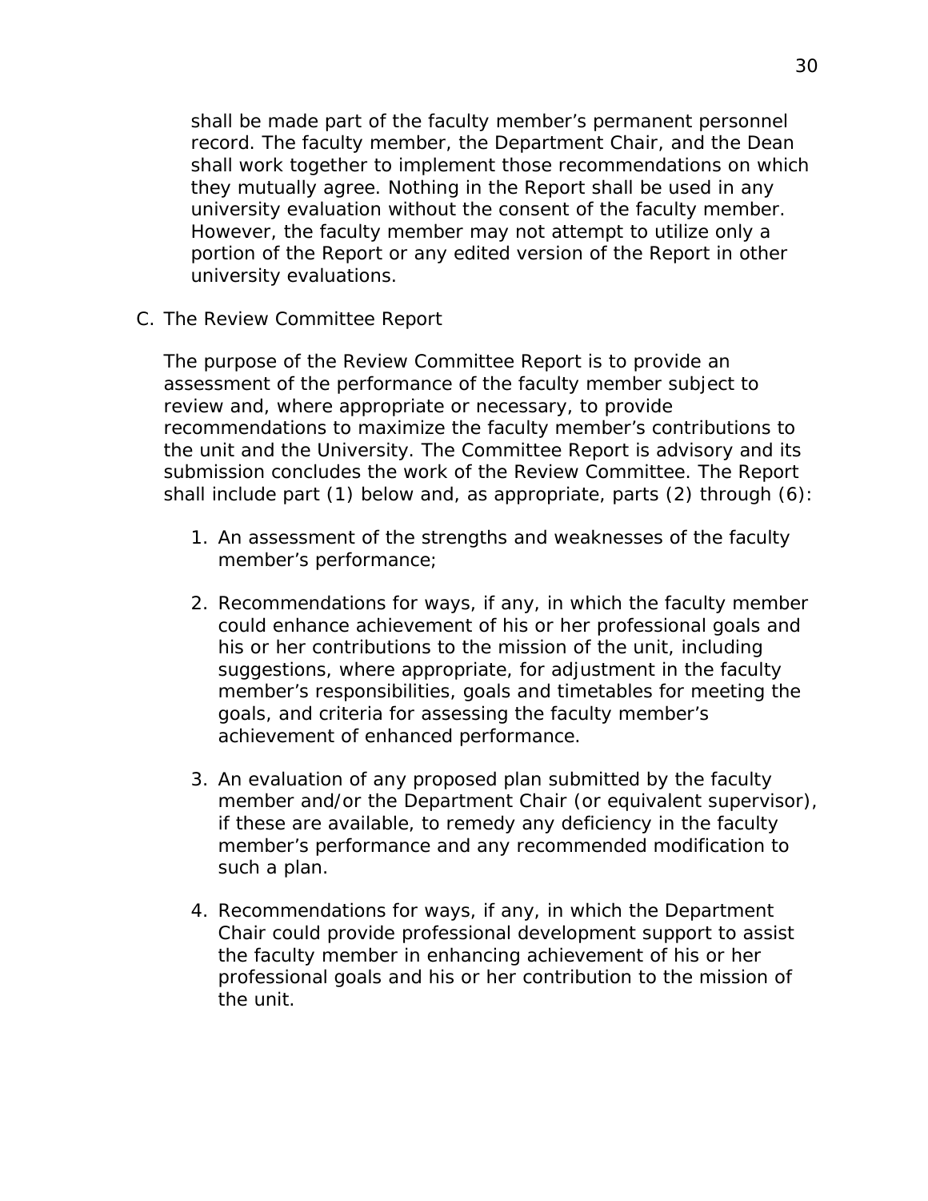shall be made part of the faculty member's permanent personnel record. The faculty member, the Department Chair, and the Dean shall work together to implement those recommendations on which they mutually agree. Nothing in the Report shall be used in any university evaluation without the consent of the faculty member. However, the faculty member may not attempt to utilize only a portion of the Report or any edited version of the Report in other university evaluations.

C. The Review Committee Report

The purpose of the Review Committee Report is to provide an assessment of the performance of the faculty member subject to review and, where appropriate or necessary, to provide recommendations to maximize the faculty member's contributions to the unit and the University. The Committee Report is advisory and its submission concludes the work of the Review Committee. The Report shall include part (1) below and, as appropriate, parts (2) through (6):

1. An assessment of the strengths and weaknesses of the faculty member's performance;

2. Recommendations for ways, if any, in which the faculty member could enhance achievement of his or her professional goals and his or her contributions to the mission of the unit, including suggestions, where appropriate, for adjustment in the faculty member's responsibilities, goals and timetables for meeting the goals, and criteria for assessing the faculty member's achievement of enhanced performance.

3. An evaluation of any proposed plan submitted by the faculty member and/or the Department Chair (or equivalent supervisor), if these are available, to remedy any deficiency in the faculty member's performance and any recommended modification to such a plan.

4. Recommendations for ways, if any, in which the Department Chair could provide professional development support to assist the faculty member in enhancing achievement of his or her professional goals and his or her contribution to the mission of the unit.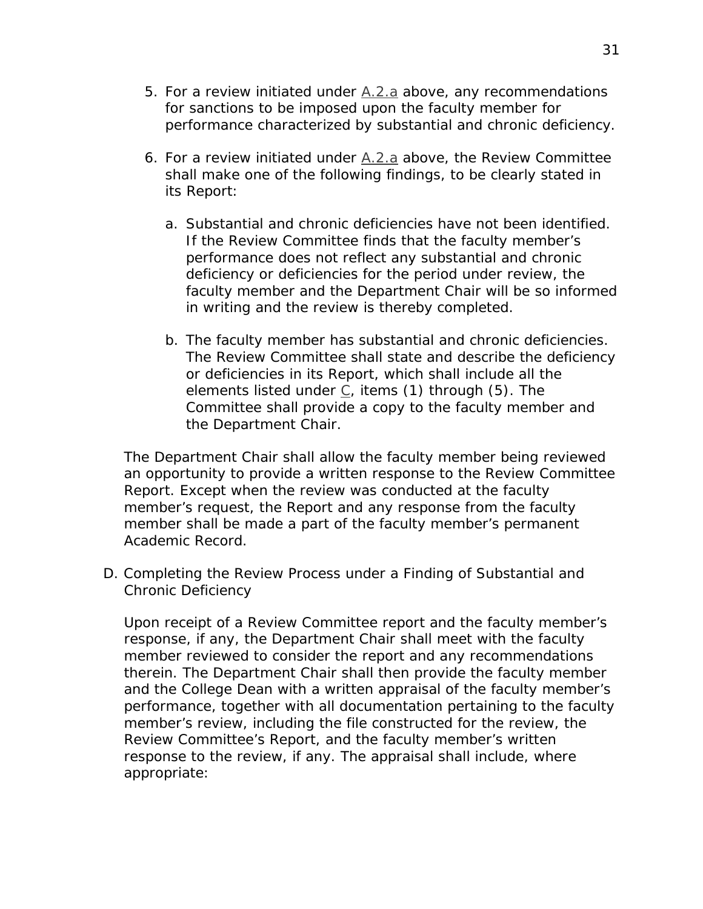5. For a review initiated under A.2.a above, any recommendations for sanctions to be imposed upon the faculty member for performance characterized by substantial and chronic deficiency.

6. For a review initiated under A.2.a above, the Review Committee shall make one of the following findings, to be clearly stated in its Report:

   a. Substantial and chronic deficiencies have not been identified. If the Review Committee finds that the faculty member's performance does not reflect any substantial and chronic deficiency or deficiencies for the period under review, the faculty member and the Department Chair will be so informed in writing and the review is thereby completed.

   b. The faculty member has substantial and chronic deficiencies. The Review Committee shall state and describe the deficiency or deficiencies in its Report, which shall include all the elements listed under C, items (1) through (5). The Committee shall provide a copy to the faculty member and the Department Chair.

The Department Chair shall allow the faculty member being reviewed an opportunity to provide a written response to the Review Committee Report. Except when the review was conducted at the faculty member's request, the Report and any response from the faculty member shall be made a part of the faculty member's permanent Academic Record.

D. Completing the Review Process under a Finding of Substantial and Chronic Deficiency

Upon receipt of a Review Committee report and the faculty member's response, if any, the Department Chair shall meet with the faculty member reviewed to consider the report and any recommendations therein. The Department Chair shall then provide the faculty member and the College Dean with a written appraisal of the faculty member's performance, together with all documentation pertaining to the faculty member's review, including the file constructed for the review, the Review Committee's Report, and the faculty member's written response to the review, if any. The appraisal shall include, where appropriate: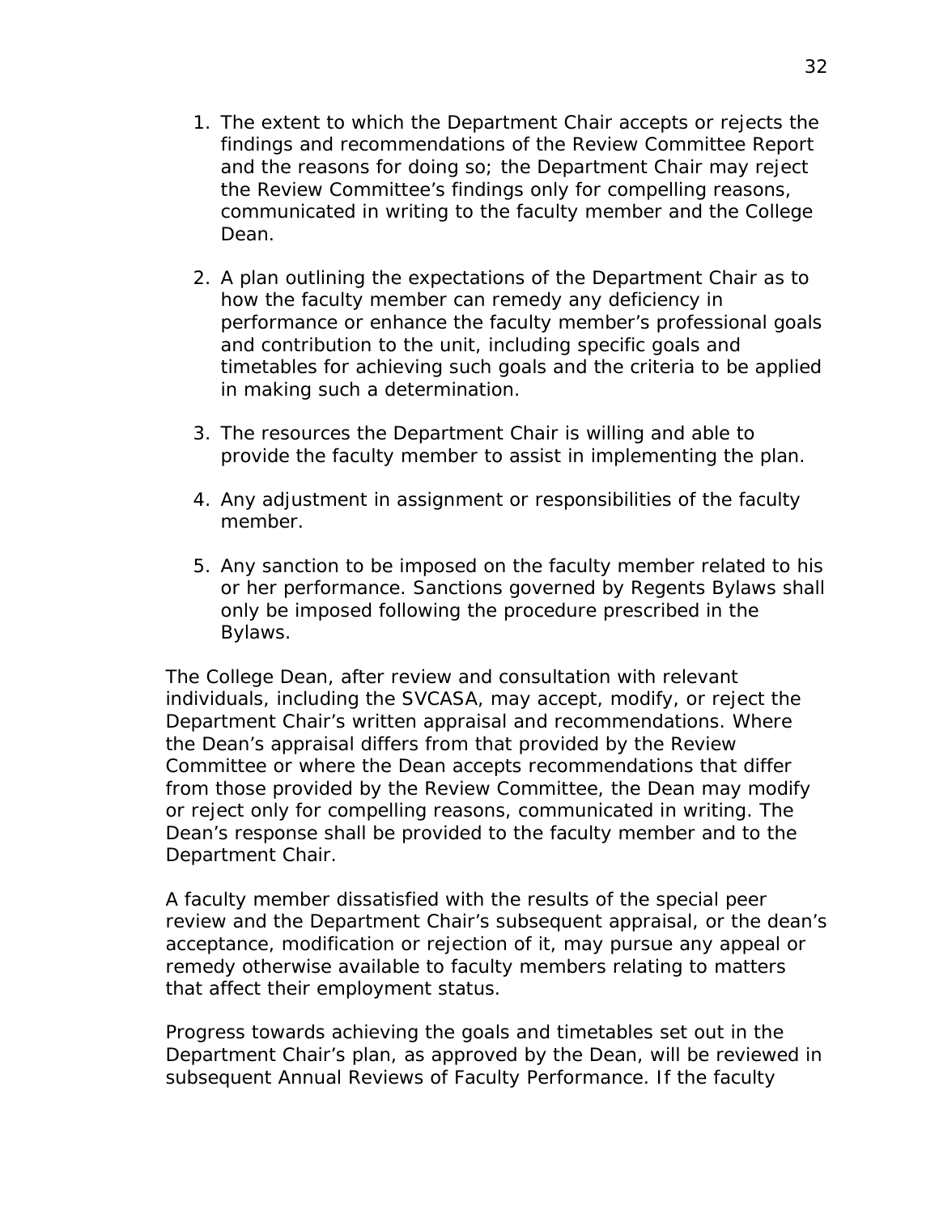1. The extent to which the Department Chair accepts or rejects the findings and recommendations of the Review Committee Report and the reasons for doing so; the Department Chair may reject the Review Committee's findings only for compelling reasons, communicated in writing to the faculty member and the College Dean.

2. A plan outlining the expectations of the Department Chair as to how the faculty member can remedy any deficiency in performance or enhance the faculty member's professional goals and contribution to the unit, including specific goals and timetables for achieving such goals and the criteria to be applied in making such a determination.

3. The resources the Department Chair is willing and able to provide the faculty member to assist in implementing the plan.

4. Any adjustment in assignment or responsibilities of the faculty member.

5. Any sanction to be imposed on the faculty member related to his or her performance. Sanctions governed by Regents Bylaws shall only be imposed following the procedure prescribed in the Bylaws.

The College Dean, after review and consultation with relevant individuals, including the SVCASA, may accept, modify, or reject the Department Chair's written appraisal and recommendations. Where the Dean's appraisal differs from that provided by the Review Committee or where the Dean accepts recommendations that differ from those provided by the Review Committee, the Dean may modify or reject only for compelling reasons, communicated in writing. The Dean's response shall be provided to the faculty member and to the Department Chair.

A faculty member dissatisfied with the results of the special peer review and the Department Chair's subsequent appraisal, or the dean's acceptance, modification or rejection of it, may pursue any appeal or remedy otherwise available to faculty members relating to matters that affect their employment status.

Progress towards achieving the goals and timetables set out in the Department Chair's plan, as approved by the Dean, will be reviewed in subsequent Annual Reviews of Faculty Performance. If the faculty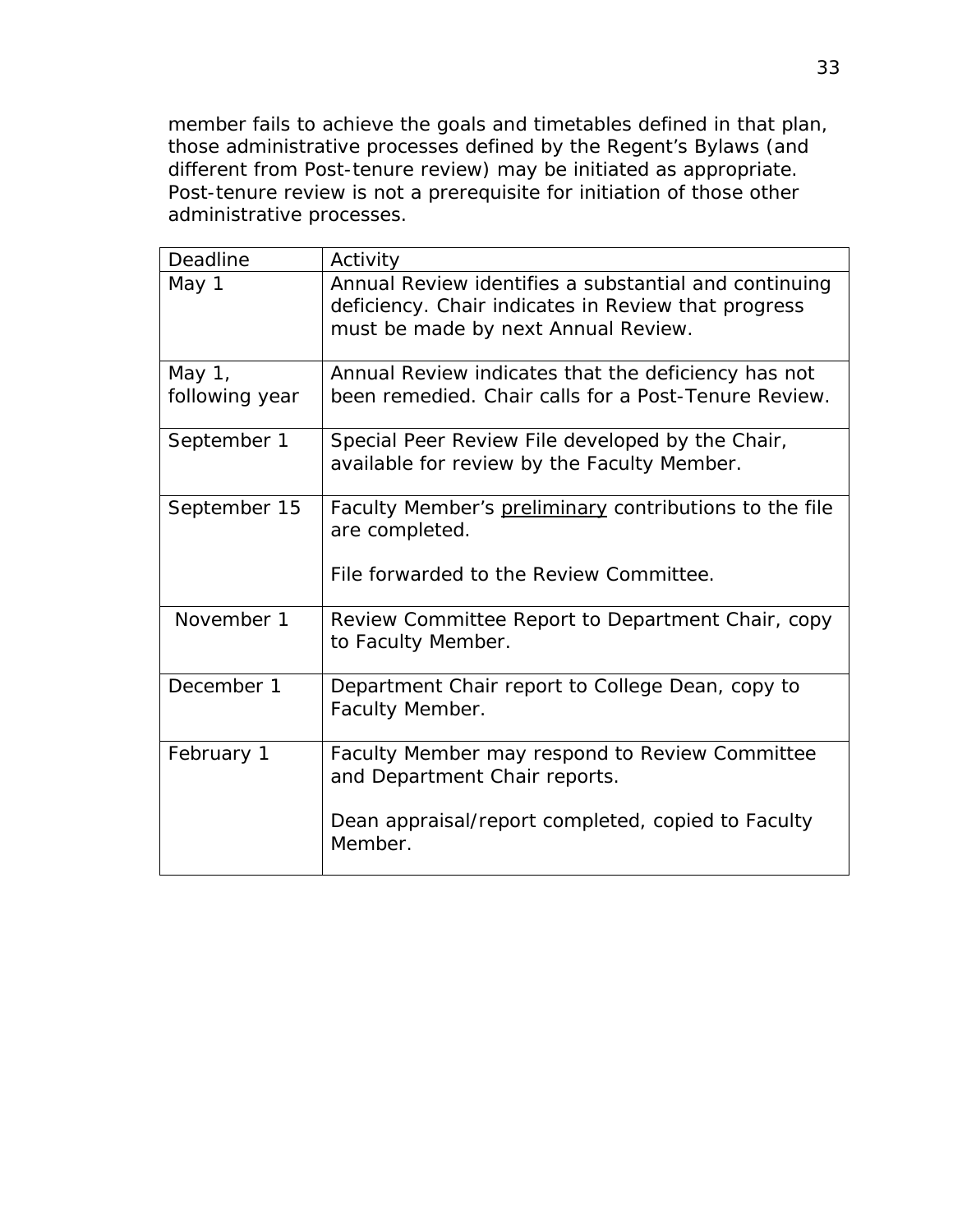member fails to achieve the goals and timetables defined in that plan, those administrative processes defined by the Regent's Bylaws (and different from Post-tenure review) may be initiated as appropriate. Post-tenure review is not a prerequisite for initiation of those other administrative processes.

| Deadline | Activity |
| --- | --- |
| May 1 | Annual Review identifies a substantial and continuing deficiency. Chair indicates in Review that progress must be made by next Annual Review. |
| May 1, following year | Annual Review indicates that the deficiency has not been remedied. Chair calls for a Post-Tenure Review. |
| September 1 | Special Peer Review File developed by the Chair, available for review by the Faculty Member. |
| September 15 | Faculty Member's <u>preliminary</u> contributions to the file are completed.<br><br>File forwarded to the Review Committee. |
| November 1 | Review Committee Report to Department Chair, copy to Faculty Member. |
| December 1 | Department Chair report to College Dean, copy to Faculty Member. |
| February 1 | Faculty Member may respond to Review Committee and Department Chair reports.<br><br>Dean appraisal/report completed, copied to Faculty Member. |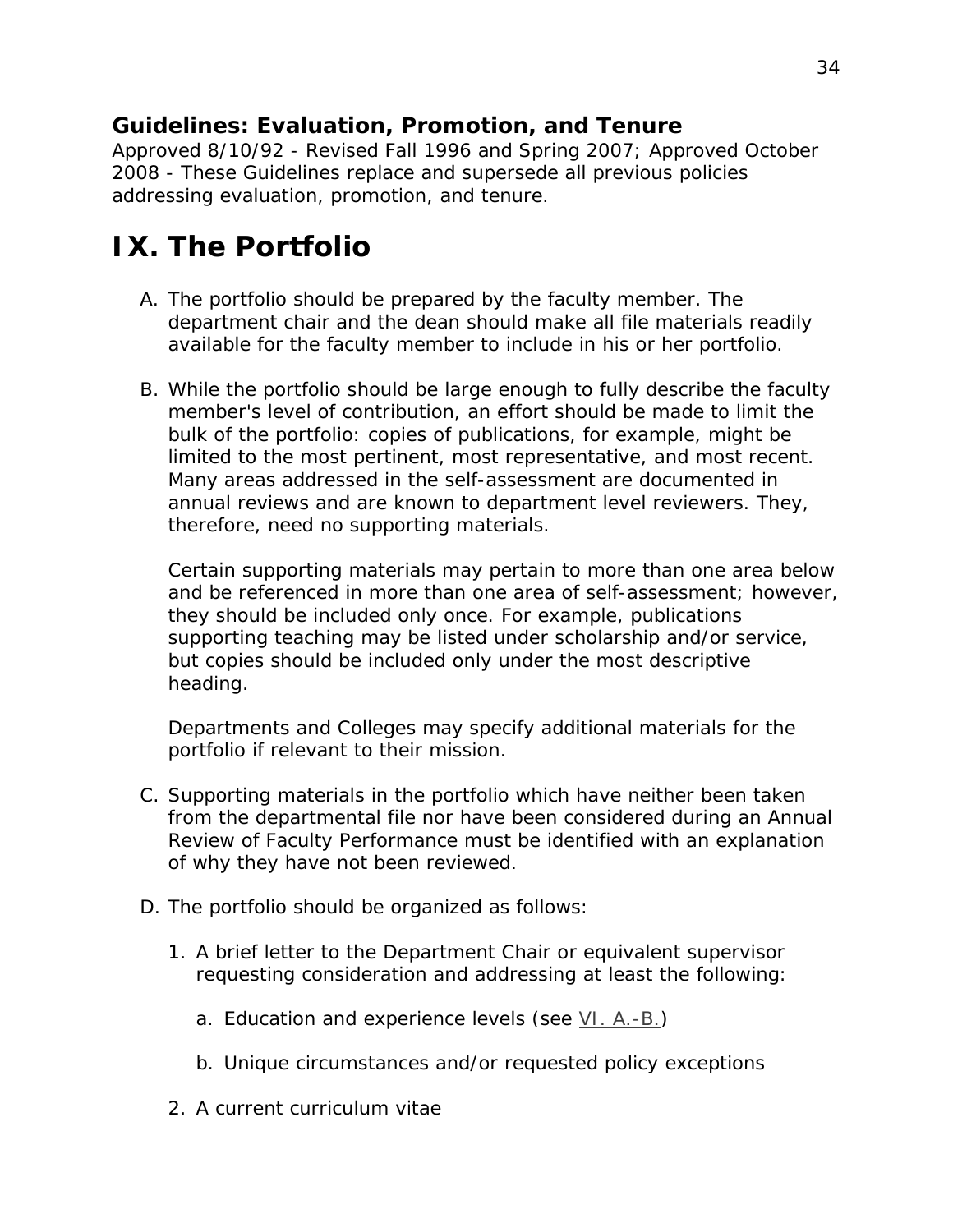**Guidelines: Evaluation, Promotion, and Tenure**

Approved 8/10/92 - Revised Fall 1996 and Spring 2007; Approved October 2008 - These Guidelines replace and supersede all previous policies addressing evaluation, promotion, and tenure.

# IX. The Portfolio

A. The portfolio should be prepared by the faculty member. The department chair and the dean should make all file materials readily available for the faculty member to include in his or her portfolio.

B. While the portfolio should be large enough to fully describe the faculty member's level of contribution, an effort should be made to limit the bulk of the portfolio: copies of publications, for example, might be limited to the most pertinent, most representative, and most recent. Many areas addressed in the self-assessment are documented in annual reviews and are known to department level reviewers. They, therefore, need no supporting materials.

   Certain supporting materials may pertain to more than one area below and be referenced in more than one area of self-assessment; however, they should be included only once. For example, publications supporting teaching may be listed under scholarship and/or service, but copies should be included only under the most descriptive heading.

   Departments and Colleges may specify additional materials for the portfolio if relevant to their mission.

C. Supporting materials in the portfolio which have neither been taken from the departmental file nor have been considered during an Annual Review of Faculty Performance must be identified with an explanation of why they have not been reviewed.

D. The portfolio should be organized as follows:

   1. A brief letter to the Department Chair or equivalent supervisor requesting consideration and addressing at least the following:

      a. Education and experience levels (see VI. A.-B.)

      b. Unique circumstances and/or requested policy exceptions

   2. A current curriculum vitae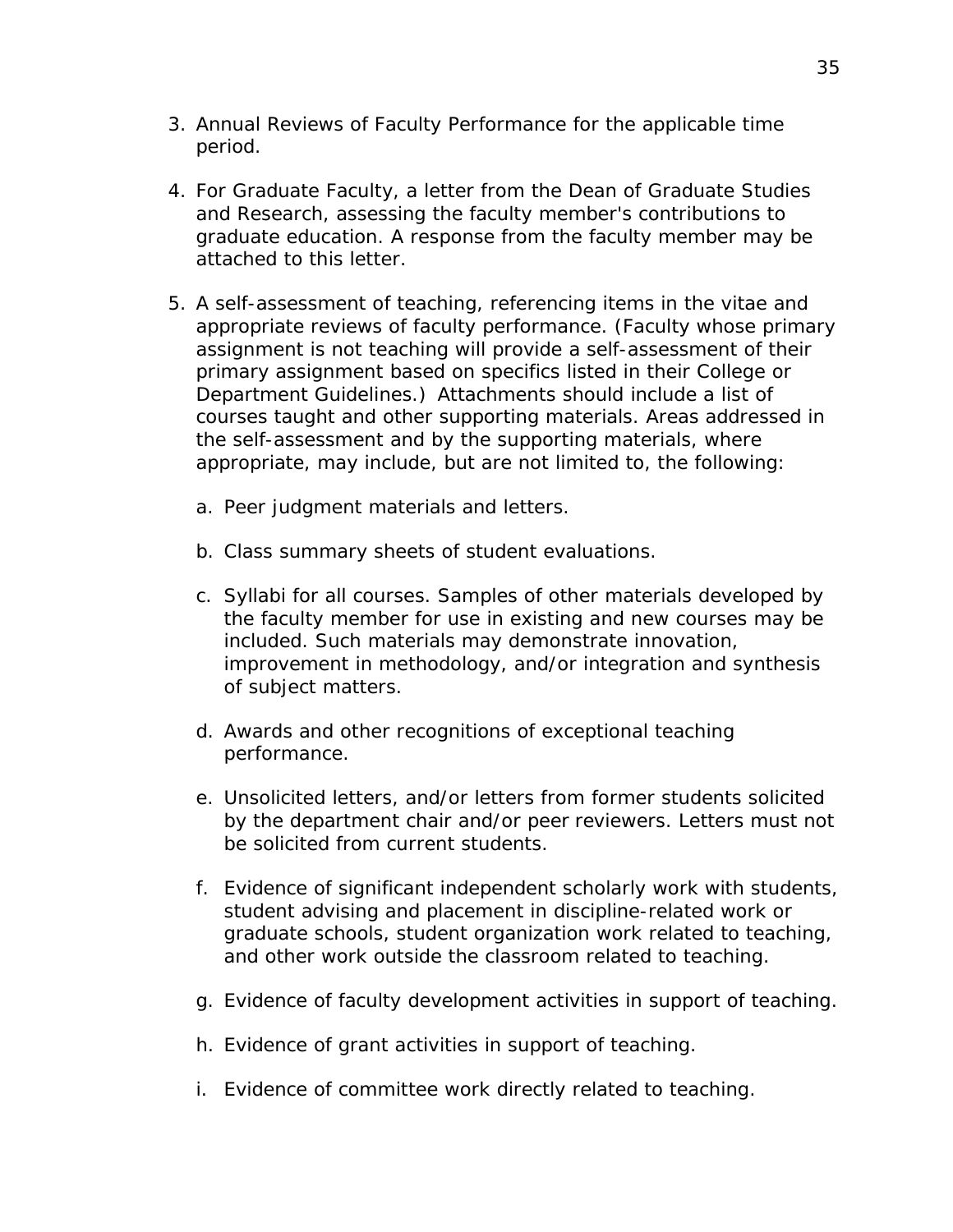3. Annual Reviews of Faculty Performance for the applicable time period.

4. For Graduate Faculty, a letter from the Dean of Graduate Studies and Research, assessing the faculty member's contributions to graduate education. A response from the faculty member may be attached to this letter.

5. A self-assessment of teaching, referencing items in the vitae and appropriate reviews of faculty performance. (Faculty whose primary assignment is not teaching will provide a self-assessment of their primary assignment based on specifics listed in their College or Department Guidelines.) Attachments should include a list of courses taught and other supporting materials. Areas addressed in the self-assessment and by the supporting materials, where appropriate, may include, but are not limited to, the following:

   a. Peer judgment materials and letters.

   b. Class summary sheets of student evaluations.

   c. Syllabi for all courses. Samples of other materials developed by the faculty member for use in existing and new courses may be included. Such materials may demonstrate innovation, improvement in methodology, and/or integration and synthesis of subject matters.

   d. Awards and other recognitions of exceptional teaching performance.

   e. Unsolicited letters, and/or letters from former students solicited by the department chair and/or peer reviewers. Letters must not be solicited from current students.

   f. Evidence of significant independent scholarly work with students, student advising and placement in discipline-related work or graduate schools, student organization work related to teaching, and other work outside the classroom related to teaching.

   g. Evidence of faculty development activities in support of teaching.

   h. Evidence of grant activities in support of teaching.

   i. Evidence of committee work directly related to teaching.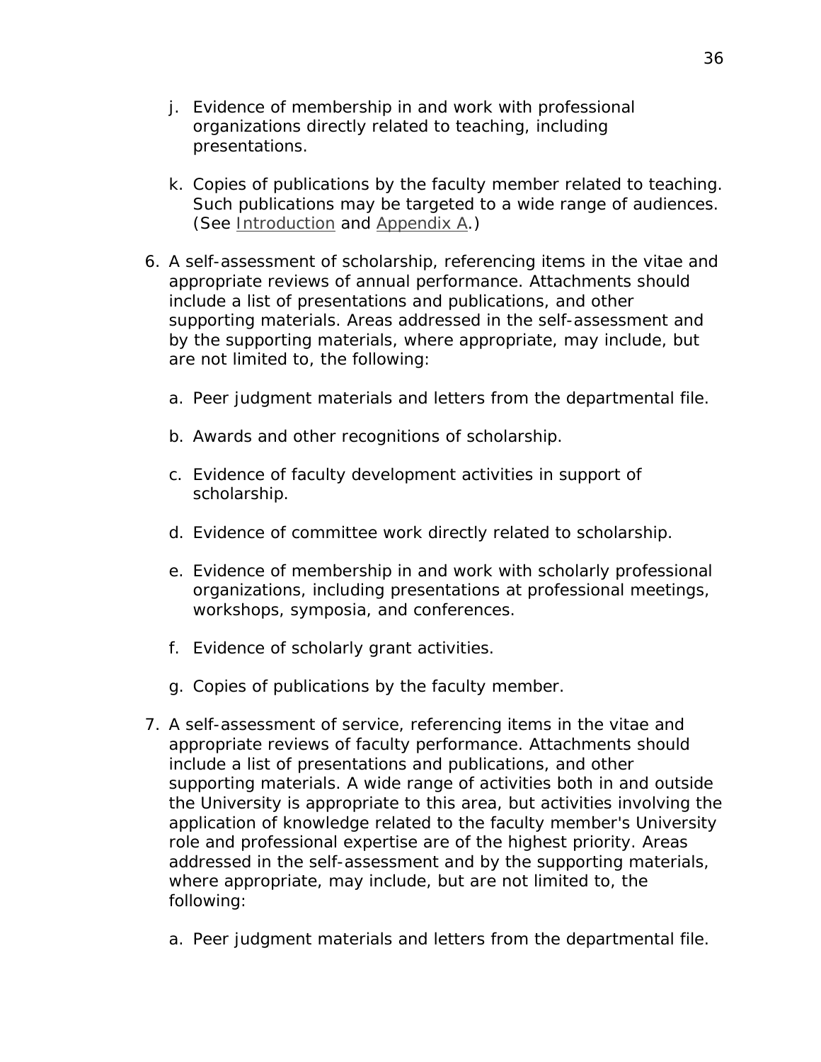j. Evidence of membership in and work with professional organizations directly related to teaching, including presentations.

   k. Copies of publications by the faculty member related to teaching. Such publications may be targeted to a wide range of audiences. (See Introduction and Appendix A.)

6. A self-assessment of scholarship, referencing items in the vitae and appropriate reviews of annual performance. Attachments should include a list of presentations and publications, and other supporting materials. Areas addressed in the self-assessment and by the supporting materials, where appropriate, may include, but are not limited to, the following:

   a. Peer judgment materials and letters from the departmental file.

   b. Awards and other recognitions of scholarship.

   c. Evidence of faculty development activities in support of scholarship.

   d. Evidence of committee work directly related to scholarship.

   e. Evidence of membership in and work with scholarly professional organizations, including presentations at professional meetings, workshops, symposia, and conferences.

   f. Evidence of scholarly grant activities.

   g. Copies of publications by the faculty member.

7. A self-assessment of service, referencing items in the vitae and appropriate reviews of faculty performance. Attachments should include a list of presentations and publications, and other supporting materials. A wide range of activities both in and outside the University is appropriate to this area, but activities involving the application of knowledge related to the faculty member's University role and professional expertise are of the highest priority. Areas addressed in the self-assessment and by the supporting materials, where appropriate, may include, but are not limited to, the following:

   a. Peer judgment materials and letters from the departmental file.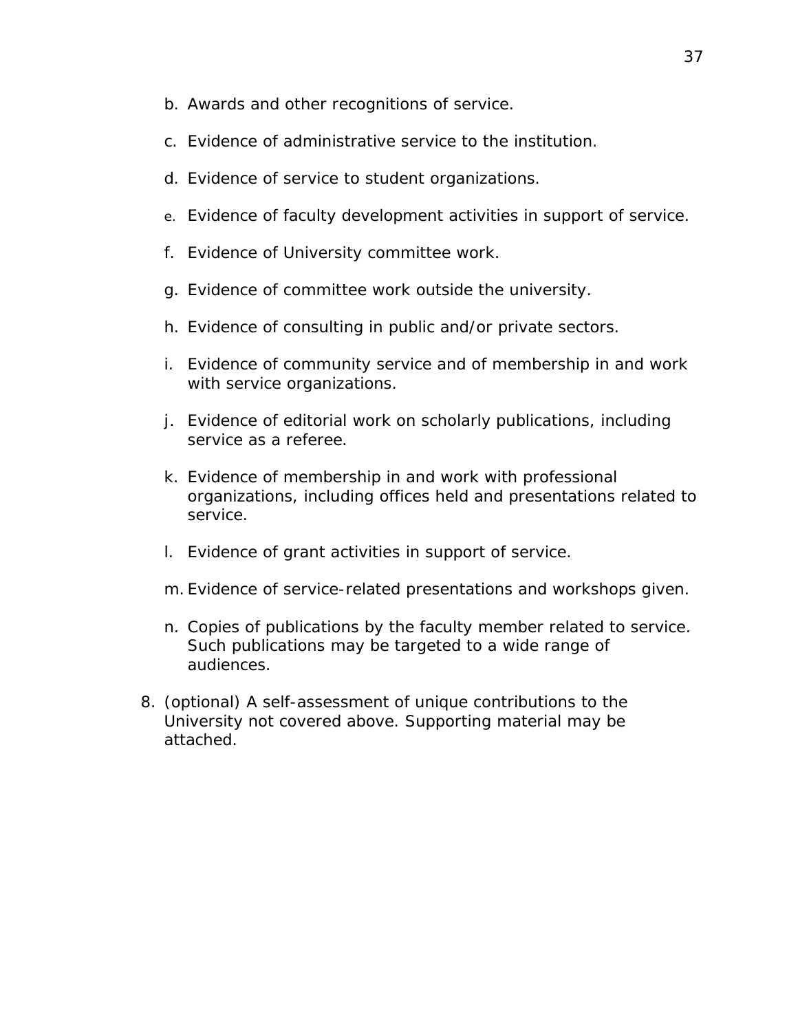b. Awards and other recognitions of service.

   c. Evidence of administrative service to the institution.

   d. Evidence of service to student organizations.

   e. Evidence of faculty development activities in support of service.

   f. Evidence of University committee work.

   g. Evidence of committee work outside the university.

   h. Evidence of consulting in public and/or private sectors.

   i. Evidence of community service and of membership in and work with service organizations.

   j. Evidence of editorial work on scholarly publications, including service as a referee.

   k. Evidence of membership in and work with professional organizations, including offices held and presentations related to service.

   l. Evidence of grant activities in support of service.

   m. Evidence of service-related presentations and workshops given.

   n. Copies of publications by the faculty member related to service. Such publications may be targeted to a wide range of audiences.

8. (optional) A self-assessment of unique contributions to the University not covered above. Supporting material may be attached.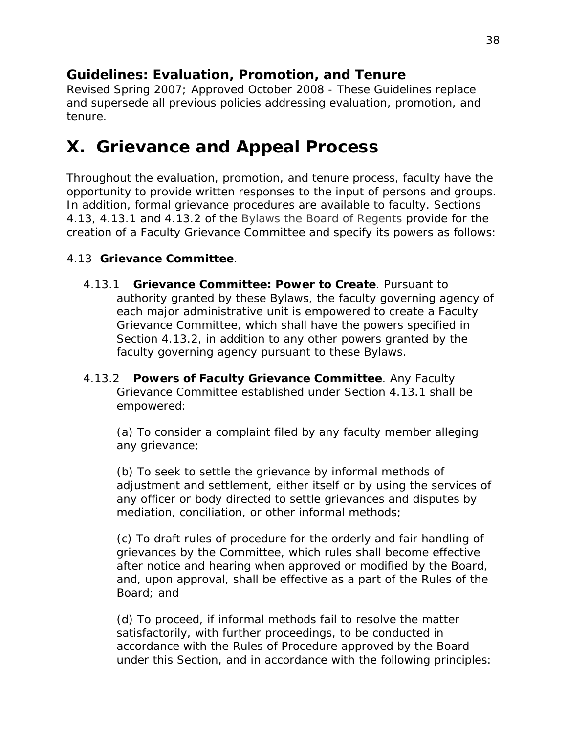### Guidelines: Evaluation, Promotion, and Tenure

Revised Spring 2007; Approved October 2008 - These Guidelines replace and supersede all previous policies addressing evaluation, promotion, and tenure.

# X. Grievance and Appeal Process

Throughout the evaluation, promotion, and tenure process, faculty have the opportunity to provide written responses to the input of persons and groups. In addition, formal grievance procedures are available to faculty. Sections 4.13, 4.13.1 and 4.13.2 of the Bylaws the Board of Regents provide for the creation of a Faculty Grievance Committee and specify its powers as follows:

4.13 **Grievance Committee**.

4.13.1 **Grievance Committee: Power to Create**. Pursuant to authority granted by these Bylaws, the faculty governing agency of each major administrative unit is empowered to create a Faculty Grievance Committee, which shall have the powers specified in Section 4.13.2, in addition to any other powers granted by the faculty governing agency pursuant to these Bylaws.

4.13.2 **Powers of Faculty Grievance Committee**. Any Faculty Grievance Committee established under Section 4.13.1 shall be empowered:

(a) To consider a complaint filed by any faculty member alleging any grievance;

(b) To seek to settle the grievance by informal methods of adjustment and settlement, either itself or by using the services of any officer or body directed to settle grievances and disputes by mediation, conciliation, or other informal methods;

(c) To draft rules of procedure for the orderly and fair handling of grievances by the Committee, which rules shall become effective after notice and hearing when approved or modified by the Board, and, upon approval, shall be effective as a part of the Rules of the Board; and

(d) To proceed, if informal methods fail to resolve the matter satisfactorily, with further proceedings, to be conducted in accordance with the Rules of Procedure approved by the Board under this Section, and in accordance with the following principles: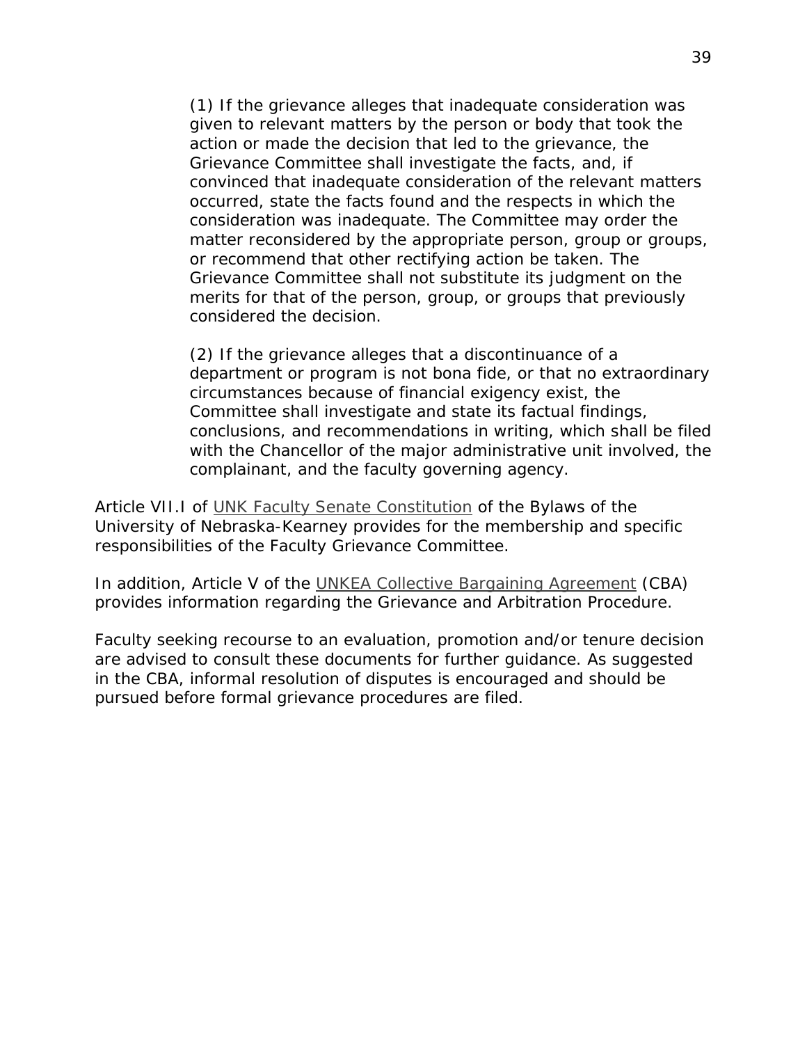(1) If the grievance alleges that inadequate consideration was given to relevant matters by the person or body that took the action or made the decision that led to the grievance, the Grievance Committee shall investigate the facts, and, if convinced that inadequate consideration of the relevant matters occurred, state the facts found and the respects in which the consideration was inadequate. The Committee may order the matter reconsidered by the appropriate person, group or groups, or recommend that other rectifying action be taken. The Grievance Committee shall not substitute its judgment on the merits for that of the person, group, or groups that previously considered the decision.

(2) If the grievance alleges that a discontinuance of a department or program is not bona fide, or that no extraordinary circumstances because of financial exigency exist, the Committee shall investigate and state its factual findings, conclusions, and recommendations in writing, which shall be filed with the Chancellor of the major administrative unit involved, the complainant, and the faculty governing agency.

Article VII.I of UNK Faculty Senate Constitution of the Bylaws of the University of Nebraska-Kearney provides for the membership and specific responsibilities of the Faculty Grievance Committee.

In addition, Article V of the UNKEA Collective Bargaining Agreement (CBA) provides information regarding the Grievance and Arbitration Procedure.

Faculty seeking recourse to an evaluation, promotion and/or tenure decision are advised to consult these documents for further guidance. As suggested in the CBA, informal resolution of disputes is encouraged and should be pursued before formal grievance procedures are filed.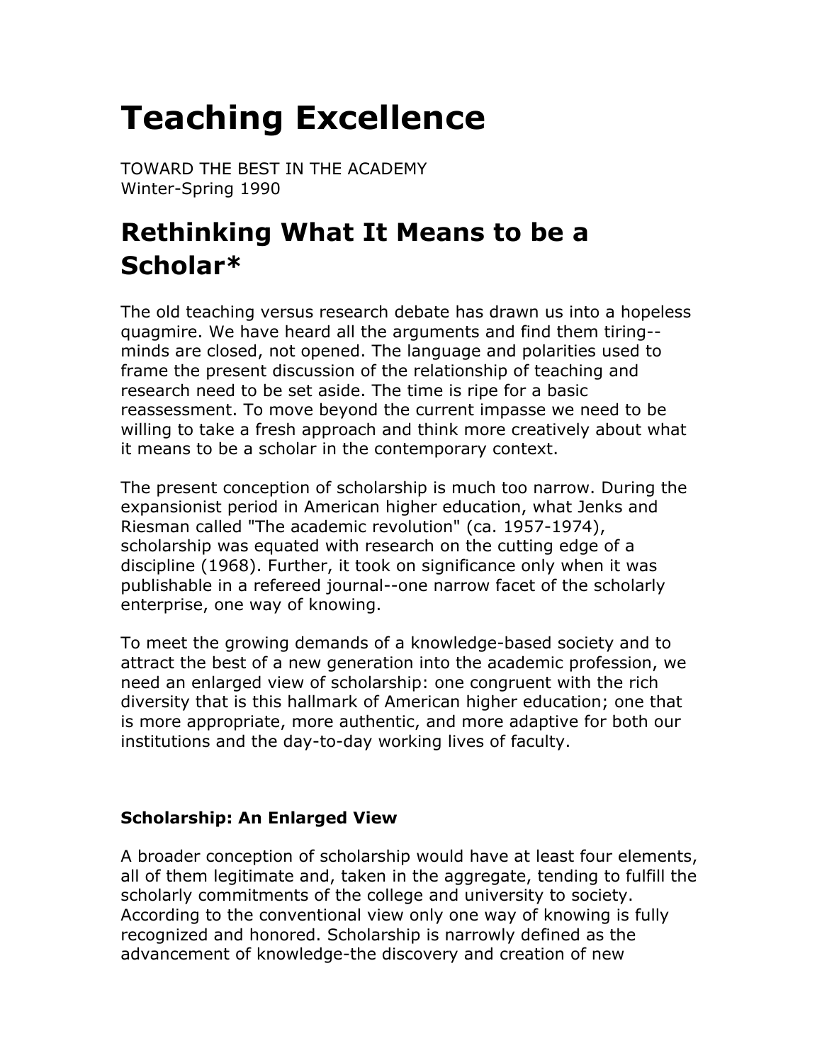# Teaching Excellence

TOWARD THE BEST IN THE ACADEMY
Winter-Spring 1990

# Rethinking What It Means to be a Scholar*

The old teaching versus research debate has drawn us into a hopeless quagmire. We have heard all the arguments and find them tiring--minds are closed, not opened. The language and polarities used to frame the present discussion of the relationship of teaching and research need to be set aside. The time is ripe for a basic reassessment. To move beyond the current impasse we need to be willing to take a fresh approach and think more creatively about what it means to be a scholar in the contemporary context.

The present conception of scholarship is much too narrow. During the expansionist period in American higher education, what Jenks and Riesman called "The academic revolution" (ca. 1957-1974), scholarship was equated with research on the cutting edge of a discipline (1968). Further, it took on significance only when it was publishable in a refereed journal--one narrow facet of the scholarly enterprise, one way of knowing.

To meet the growing demands of a knowledge-based society and to attract the best of a new generation into the academic profession, we need an enlarged view of scholarship: one congruent with the rich diversity that is this hallmark of American higher education; one that is more appropriate, more authentic, and more adaptive for both our institutions and the day-to-day working lives of faculty.

### Scholarship: An Enlarged View

A broader conception of scholarship would have at least four elements, all of them legitimate and, taken in the aggregate, tending to fulfill the scholarly commitments of the college and university to society. According to the conventional view only one way of knowing is fully recognized and honored. Scholarship is narrowly defined as the advancement of knowledge-the discovery and creation of new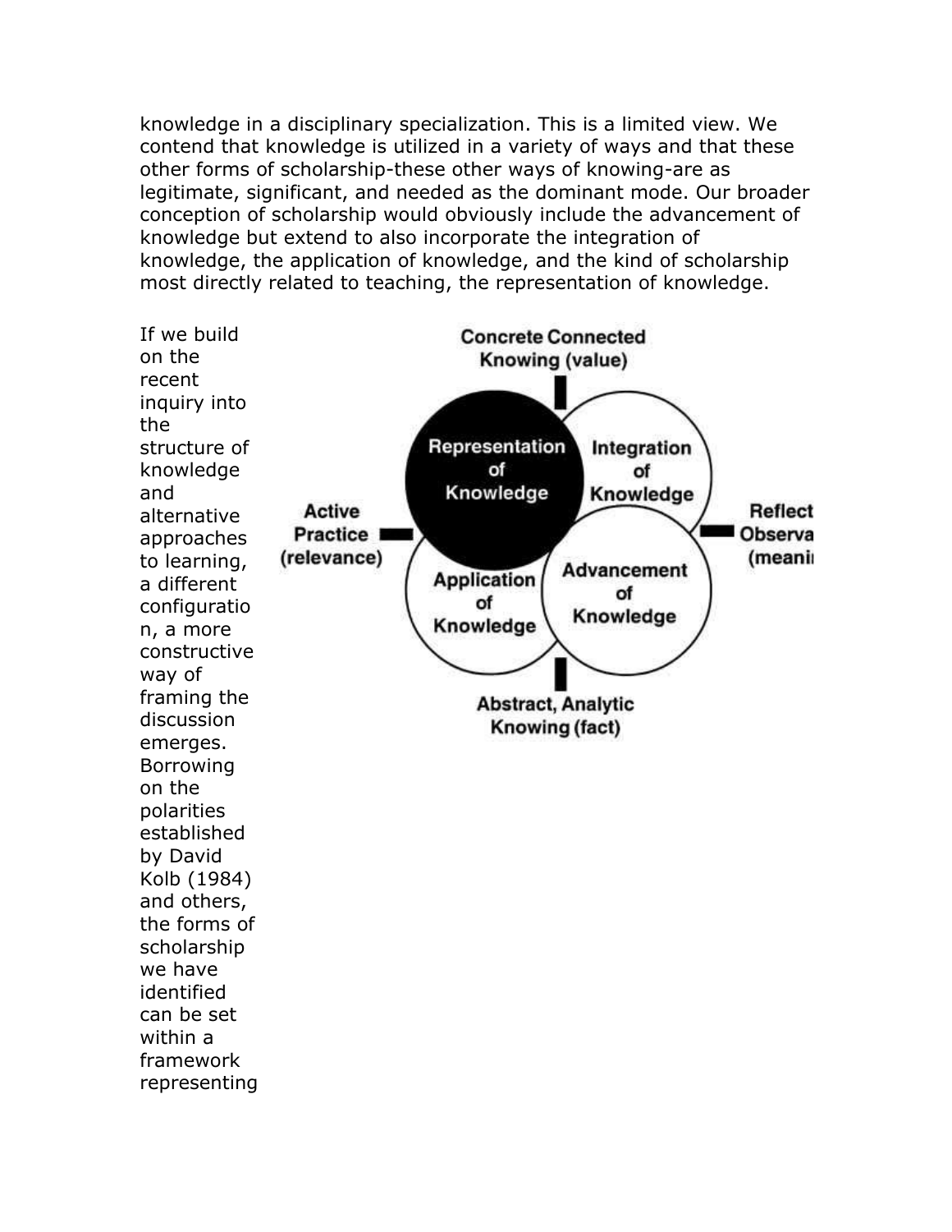knowledge in a disciplinary specialization. This is a limited view. We contend that knowledge is utilized in a variety of ways and that these other forms of scholarship-these other ways of knowing-are as legitimate, significant, and needed as the dominant mode. Our broader conception of scholarship would obviously include the advancement of knowledge but extend to also incorporate the integration of knowledge, the application of knowledge, and the kind of scholarship most directly related to teaching, the representation of knowledge.

If we build on the recent inquiry into the structure of knowledge and alternative approaches to learning, a different configuration, a more constructive way of framing the discussion emerges. Borrowing on the polarities established by David Kolb (1984) and others, the forms of scholarship we have identified can be set within a framework representing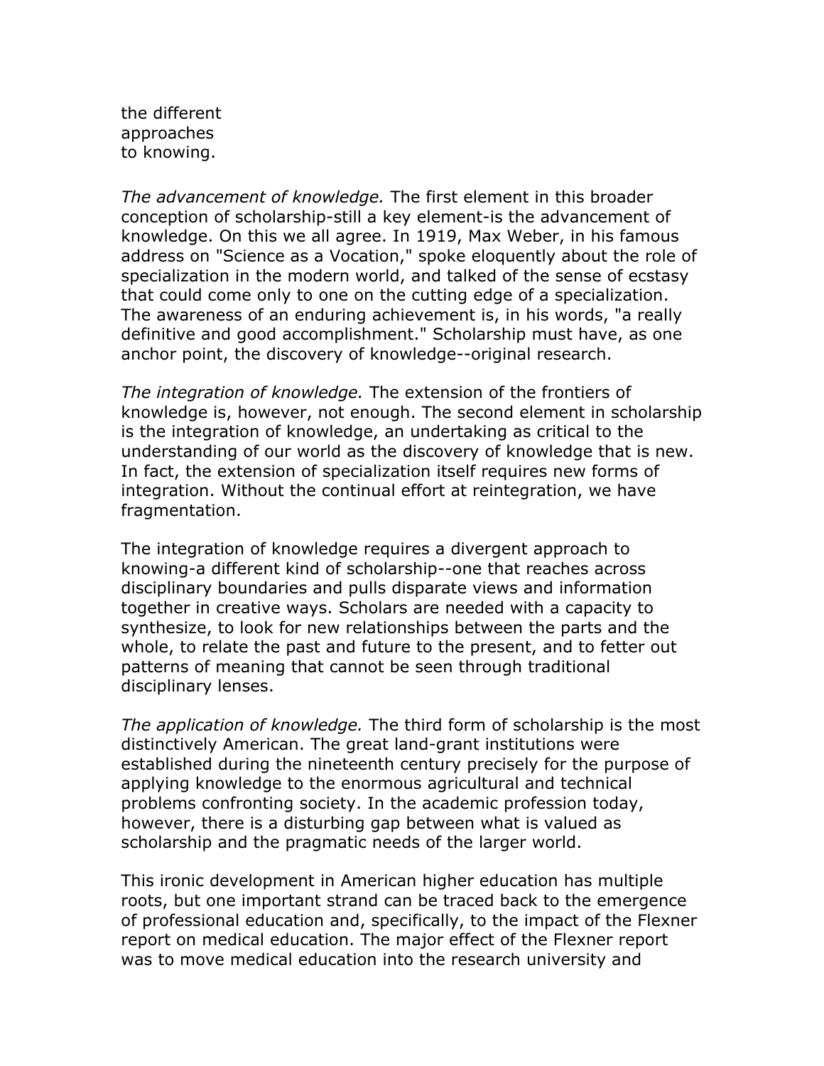the different
approaches
to knowing.

*The advancement of knowledge.* The first element in this broader conception of scholarship-still a key element-is the advancement of knowledge. On this we all agree. In 1919, Max Weber, in his famous address on "Science as a Vocation," spoke eloquently about the role of specialization in the modern world, and talked of the sense of ecstasy that could come only to one on the cutting edge of a specialization. The awareness of an enduring achievement is, in his words, "a really definitive and good accomplishment." Scholarship must have, as one anchor point, the discovery of knowledge--original research.

*The integration of knowledge.* The extension of the frontiers of knowledge is, however, not enough. The second element in scholarship is the integration of knowledge, an undertaking as critical to the understanding of our world as the discovery of knowledge that is new. In fact, the extension of specialization itself requires new forms of integration. Without the continual effort at reintegration, we have fragmentation.

The integration of knowledge requires a divergent approach to knowing-a different kind of scholarship--one that reaches across disciplinary boundaries and pulls disparate views and information together in creative ways. Scholars are needed with a capacity to synthesize, to look for new relationships between the parts and the whole, to relate the past and future to the present, and to fetter out patterns of meaning that cannot be seen through traditional disciplinary lenses.

*The application of knowledge.* The third form of scholarship is the most distinctively American. The great land-grant institutions were established during the nineteenth century precisely for the purpose of applying knowledge to the enormous agricultural and technical problems confronting society. In the academic profession today, however, there is a disturbing gap between what is valued as scholarship and the pragmatic needs of the larger world.

This ironic development in American higher education has multiple roots, but one important strand can be traced back to the emergence of professional education and, specifically, to the impact of the Flexner report on medical education. The major effect of the Flexner report was to move medical education into the research university and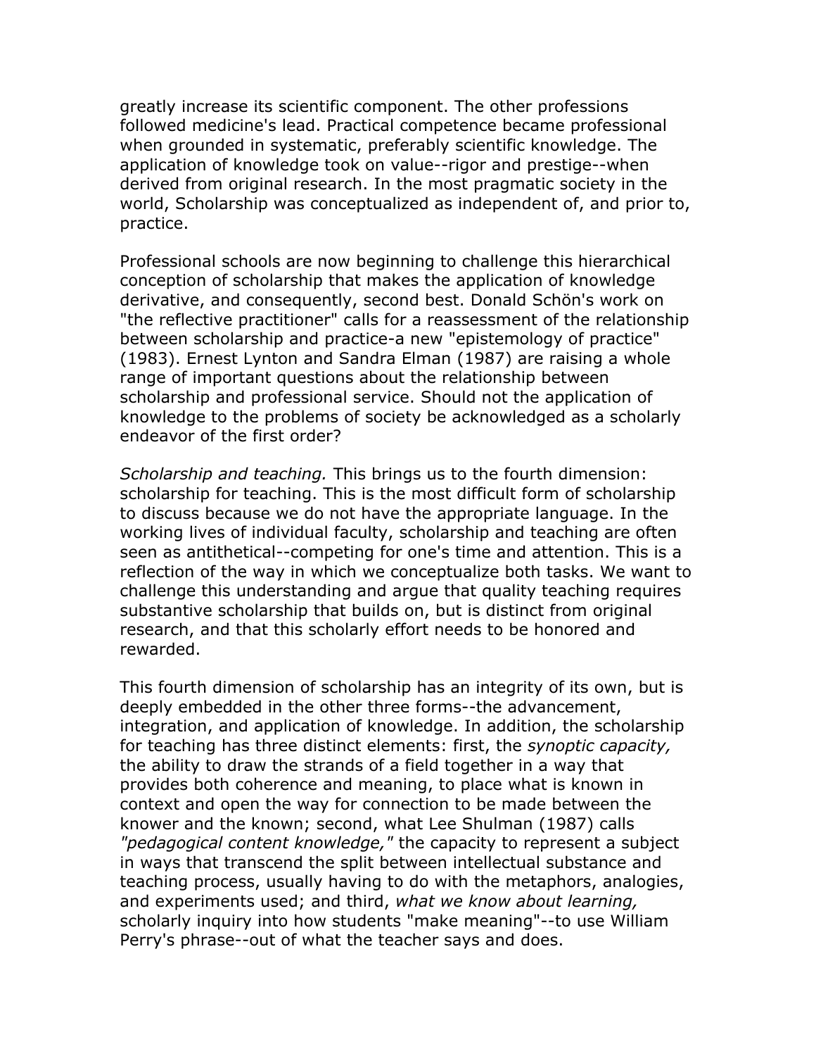greatly increase its scientific component. The other professions followed medicine's lead. Practical competence became professional when grounded in systematic, preferably scientific knowledge. The application of knowledge took on value--rigor and prestige--when derived from original research. In the most pragmatic society in the world, Scholarship was conceptualized as independent of, and prior to, practice.

Professional schools are now beginning to challenge this hierarchical conception of scholarship that makes the application of knowledge derivative, and consequently, second best. Donald Schön's work on "the reflective practitioner" calls for a reassessment of the relationship between scholarship and practice-a new "epistemology of practice" (1983). Ernest Lynton and Sandra Elman (1987) are raising a whole range of important questions about the relationship between scholarship and professional service. Should not the application of knowledge to the problems of society be acknowledged as a scholarly endeavor of the first order?

*Scholarship and teaching.* This brings us to the fourth dimension: scholarship for teaching. This is the most difficult form of scholarship to discuss because we do not have the appropriate language. In the working lives of individual faculty, scholarship and teaching are often seen as antithetical--competing for one's time and attention. This is a reflection of the way in which we conceptualize both tasks. We want to challenge this understanding and argue that quality teaching requires substantive scholarship that builds on, but is distinct from original research, and that this scholarly effort needs to be honored and rewarded.

This fourth dimension of scholarship has an integrity of its own, but is deeply embedded in the other three forms--the advancement, integration, and application of knowledge. In addition, the scholarship for teaching has three distinct elements: first, the *synoptic capacity,* the ability to draw the strands of a field together in a way that provides both coherence and meaning, to place what is known in context and open the way for connection to be made between the knower and the known; second, what Lee Shulman (1987) calls *"pedagogical content knowledge,"* the capacity to represent a subject in ways that transcend the split between intellectual substance and teaching process, usually having to do with the metaphors, analogies, and experiments used; and third, *what we know about learning,* scholarly inquiry into how students "make meaning"--to use William Perry's phrase--out of what the teacher says and does.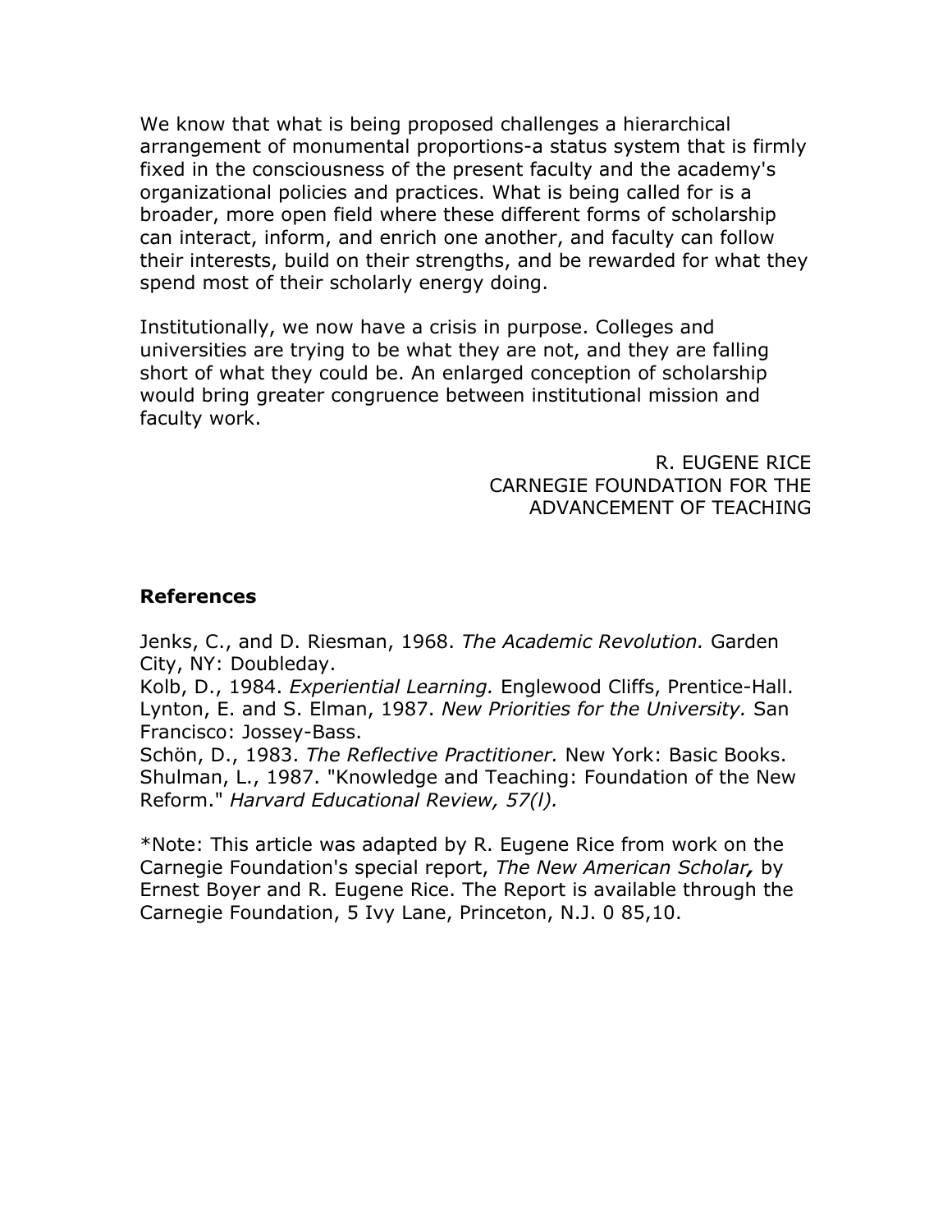We know that what is being proposed challenges a hierarchical arrangement of monumental proportions-a status system that is firmly fixed in the consciousness of the present faculty and the academy's organizational policies and practices. What is being called for is a broader, more open field where these different forms of scholarship can interact, inform, and enrich one another, and faculty can follow their interests, build on their strengths, and be rewarded for what they spend most of their scholarly energy doing.

Institutionally, we now have a crisis in purpose. Colleges and universities are trying to be what they are not, and they are falling short of what they could be. An enlarged conception of scholarship would bring greater congruence between institutional mission and faculty work.

R. EUGENE RICE
CARNEGIE FOUNDATION FOR THE
ADVANCEMENT OF TEACHING

## References

Jenks, C., and D. Riesman, 1968. *The Academic Revolution.* Garden City, NY: Doubleday.
Kolb, D., 1984. *Experiential Learning.* Englewood Cliffs, Prentice-Hall.
Lynton, E. and S. Elman, 1987. *New Priorities for the University.* San Francisco: Jossey-Bass.
Schön, D., 1983. *The Reflective Practitioner.* New York: Basic Books.
Shulman, L., 1987. "Knowledge and Teaching: Foundation of the New Reform." *Harvard Educational Review, 57(l).*

*Note: This article was adapted by R. Eugene Rice from work on the Carnegie Foundation's special report, *The New American Scholar***,** by Ernest Boyer and R. Eugene Rice. The Report is available through the Carnegie Foundation, 5 Ivy Lane, Princeton, N.J. 0 85,10.